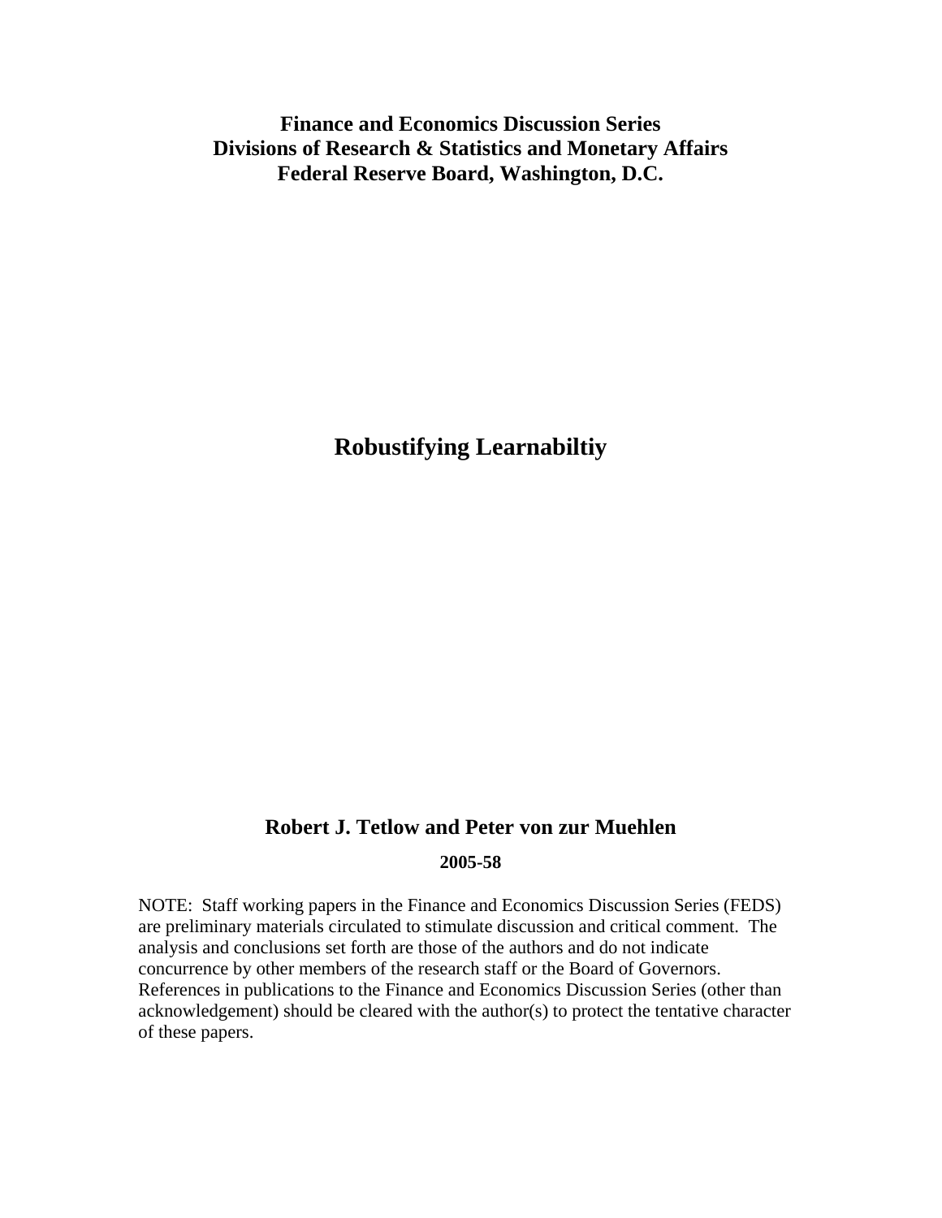**Finance and Economics Discussion Series**
**Divisions of Research & Statistics and Monetary Affairs**
**Federal Reserve Board, Washington, D.C.**

# Robustifying Learnabiltiy

**Robert J. Tetlow and Peter von zur Muehlen**

**2005-58**

NOTE: Staff working papers in the Finance and Economics Discussion Series (FEDS) are preliminary materials circulated to stimulate discussion and critical comment. The analysis and conclusions set forth are those of the authors and do not indicate concurrence by other members of the research staff or the Board of Governors. References in publications to the Finance and Economics Discussion Series (other than acknowledgement) should be cleared with the author(s) to protect the tentative character of these papers.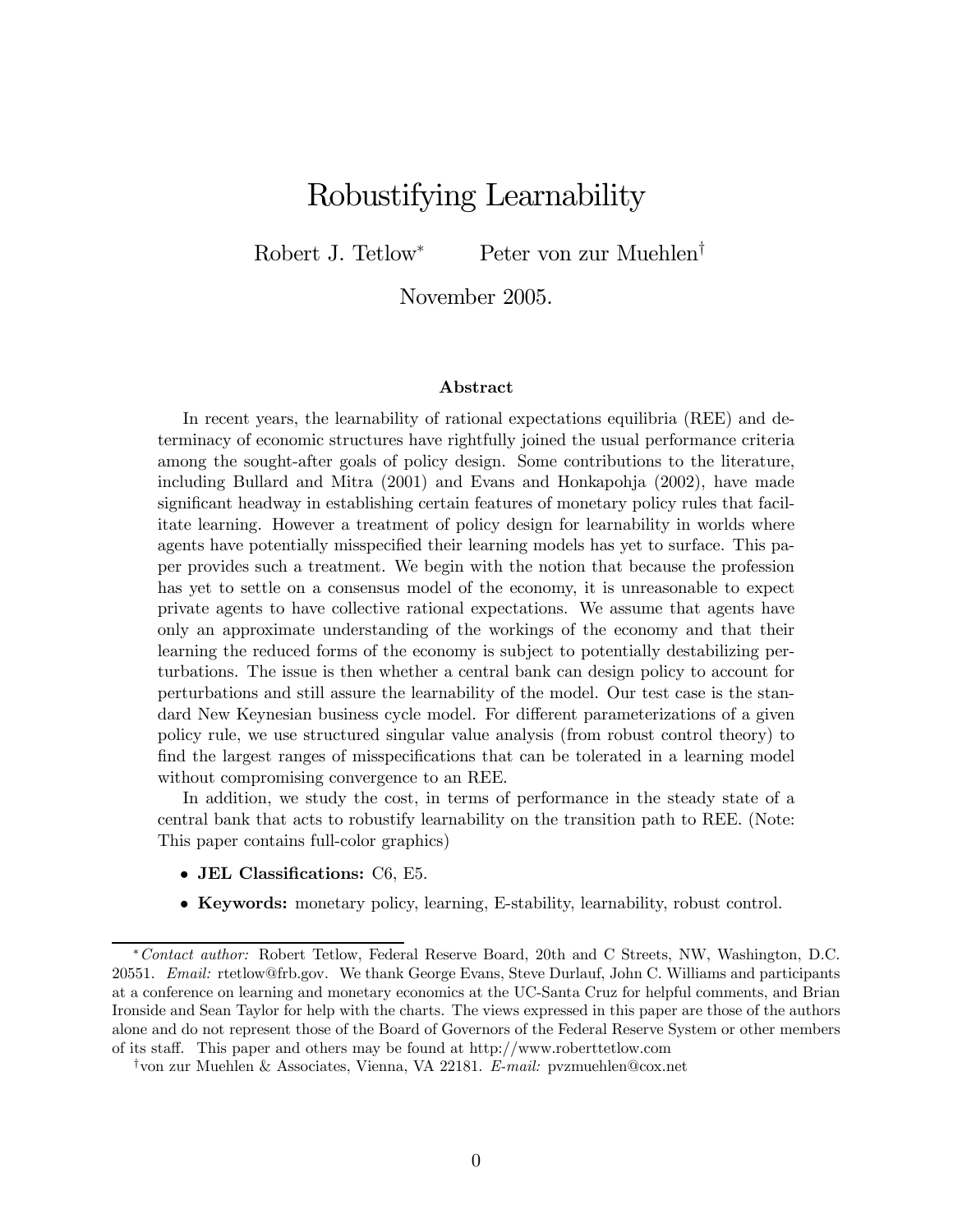# Robustifying Learnability

Robert J. Tetlow[∗] Peter von zur Muehlen[†]

November 2005.

### Abstract

In recent years, the learnability of rational expectations equilibria (REE) and determinacy of economic structures have rightfully joined the usual performance criteria among the sought-after goals of policy design. Some contributions to the literature, including Bullard and Mitra (2001) and Evans and Honkapohja (2002), have made significant headway in establishing certain features of monetary policy rules that facilitate learning. However a treatment of policy design for learnability in worlds where agents have potentially misspecified their learning models has yet to surface. This paper provides such a treatment. We begin with the notion that because the profession has yet to settle on a consensus model of the economy, it is unreasonable to expect private agents to have collective rational expectations. We assume that agents have only an approximate understanding of the workings of the economy and that their learning the reduced forms of the economy is subject to potentially destabilizing perturbations. The issue is then whether a central bank can design policy to account for perturbations and still assure the learnability of the model. Our test case is the standard New Keynesian business cycle model. For different parameterizations of a given policy rule, we use structured singular value analysis (from robust control theory) to find the largest ranges of misspecifications that can be tolerated in a learning model without compromising convergence to an REE.

In addition, we study the cost, in terms of performance in the steady state of a central bank that acts to robustify learnability on the transition path to REE. (Note: This paper contains full-color graphics)

- **JEL Classifications:** C6, E5.
- **Keywords:** monetary policy, learning, E-stability, learnability, robust control.

---

[∗] *Contact author:* Robert Tetlow, Federal Reserve Board, 20th and C Streets, NW, Washington, D.C. 20551. *Email:* rtetlow@frb.gov. We thank George Evans, Steve Durlauf, John C. Williams and participants at a conference on learning and monetary economics at the UC-Santa Cruz for helpful comments, and Brian Ironside and Sean Taylor for help with the charts. The views expressed in this paper are those of the authors alone and do not represent those of the Board of Governors of the Federal Reserve System or other members of its staff. This paper and others may be found at http://www.roberttetlow.com

[†] von zur Muehlen & Associates, Vienna, VA 22181. *E-mail:* pvzmuehlen@cox.net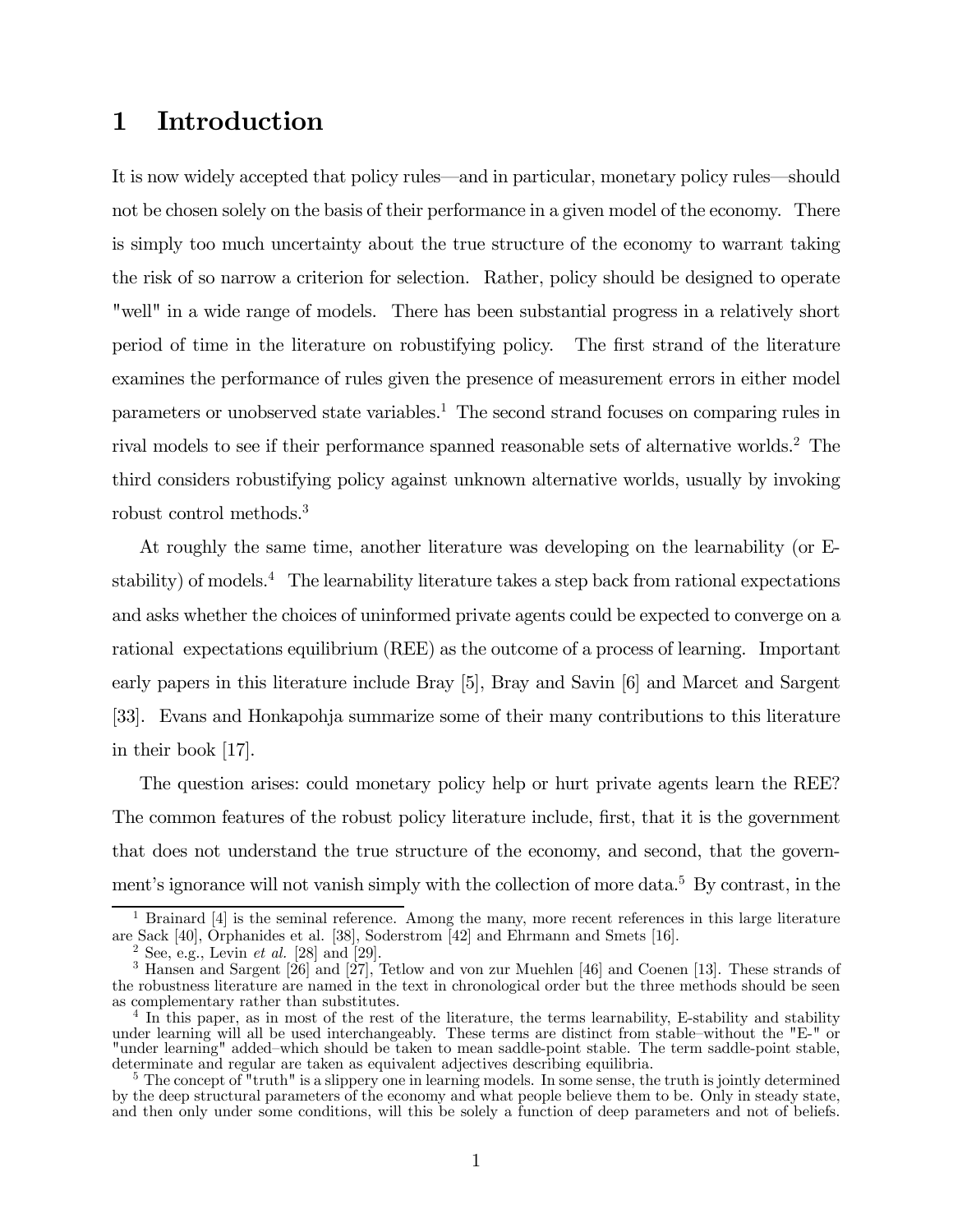# 1 Introduction

It is now widely accepted that policy rules—and in particular, monetary policy rules—should not be chosen solely on the basis of their performance in a given model of the economy. There is simply too much uncertainty about the true structure of the economy to warrant taking the risk of so narrow a criterion for selection. Rather, policy should be designed to operate "well" in a wide range of models. There has been substantial progress in a relatively short period of time in the literature on robustifying policy. The first strand of the literature examines the performance of rules given the presence of measurement errors in either model parameters or unobserved state variables.[1] The second strand focuses on comparing rules in rival models to see if their performance spanned reasonable sets of alternative worlds.[2] The third considers robustifying policy against unknown alternative worlds, usually by invoking robust control methods.[3]

At roughly the same time, another literature was developing on the learnability (or E-stability) of models.[4] The learnability literature takes a step back from rational expectations and asks whether the choices of uninformed private agents could be expected to converge on a rational expectations equilibrium (REE) as the outcome of a process of learning. Important early papers in this literature include Bray [5], Bray and Savin [6] and Marcet and Sargent [33]. Evans and Honkapohja summarize some of their many contributions to this literature in their book [17].

The question arises: could monetary policy help or hurt private agents learn the REE? The common features of the robust policy literature include, first, that it is the government that does not understand the true structure of the economy, and second, that the government's ignorance will not vanish simply with the collection of more data.[5] By contrast, in the

[1] Brainard [4] is the seminal reference. Among the many, more recent references in this large literature are Sack [40], Orphanides et al. [38], Soderstrom [42] and Ehrmann and Smets [16].

[2] See, e.g., Levin *et al.* [28] and [29].

[3] Hansen and Sargent [26] and [27], Tetlow and von zur Muehlen [46] and Coenen [13]. These strands of the robustness literature are named in the text in chronological order but the three methods should be seen as complementary rather than substitutes.

[4] In this paper, as in most of the rest of the literature, the terms learnability, E-stability and stability under learning will all be used interchangeably. These terms are distinct from stable–without the "E-" or "under learning" added–which should be taken to mean saddle-point stable. The term saddle-point stable, determinate and regular are taken as equivalent adjectives describing equilibria.

[5] The concept of "truth" is a slippery one in learning models. In some sense, the truth is jointly determined by the deep structural parameters of the economy and what people believe them to be. Only in steady state, and then only under some conditions, will this be solely a function of deep parameters and not of beliefs.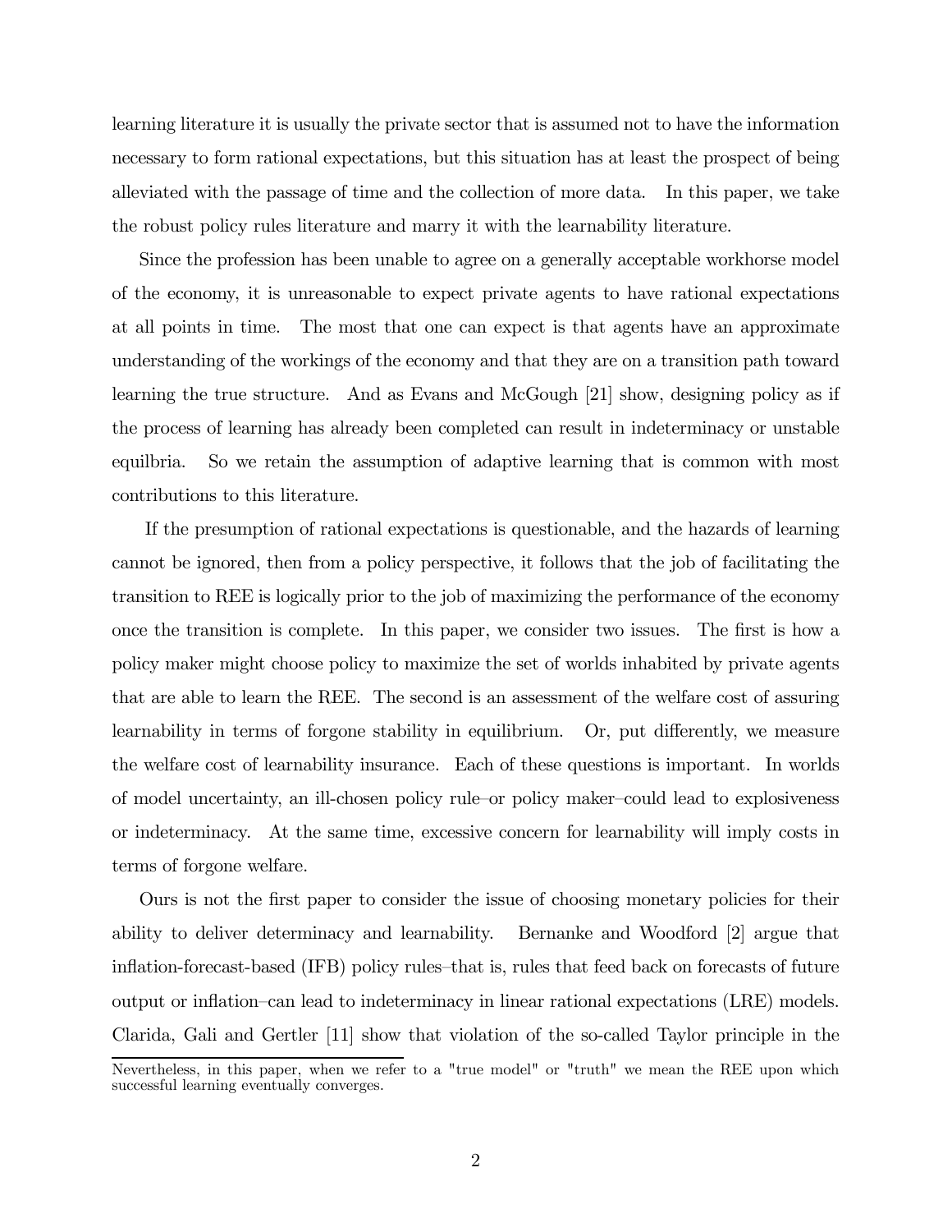learning literature it is usually the private sector that is assumed not to have the information necessary to form rational expectations, but this situation has at least the prospect of being alleviated with the passage of time and the collection of more data. In this paper, we take the robust policy rules literature and marry it with the learnability literature.

Since the profession has been unable to agree on a generally acceptable workhorse model of the economy, it is unreasonable to expect private agents to have rational expectations at all points in time. The most that one can expect is that agents have an approximate understanding of the workings of the economy and that they are on a transition path toward learning the true structure. And as Evans and McGough [21] show, designing policy as if the process of learning has already been completed can result in indeterminacy or unstable equilbria. So we retain the assumption of adaptive learning that is common with most contributions to this literature.

If the presumption of rational expectations is questionable, and the hazards of learning cannot be ignored, then from a policy perspective, it follows that the job of facilitating the transition to REE is logically prior to the job of maximizing the performance of the economy once the transition is complete. In this paper, we consider two issues. The first is how a policy maker might choose policy to maximize the set of worlds inhabited by private agents that are able to learn the REE. The second is an assessment of the welfare cost of assuring learnability in terms of forgone stability in equilibrium. Or, put differently, we measure the welfare cost of learnability insurance. Each of these questions is important. In worlds of model uncertainty, an ill-chosen policy rule–or policy maker–could lead to explosiveness or indeterminacy. At the same time, excessive concern for learnability will imply costs in terms of forgone welfare.

Ours is not the first paper to consider the issue of choosing monetary policies for their ability to deliver determinacy and learnability. Bernanke and Woodford [2] argue that inflation-forecast-based (IFB) policy rules–that is, rules that feed back on forecasts of future output or inflation–can lead to indeterminacy in linear rational expectations (LRE) models. Clarida, Gali and Gertler [11] show that violation of the so-called Taylor principle in the

Nevertheless, in this paper, when we refer to a "true model" or "truth" we mean the REE upon which successful learning eventually converges.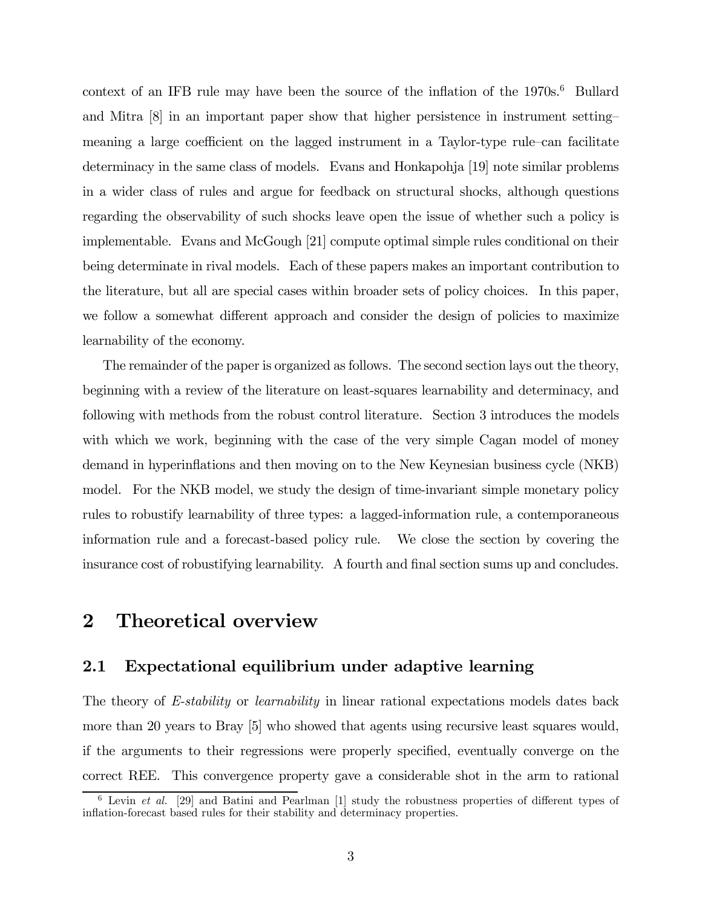context of an IFB rule may have been the source of the inflation of the 1970s.[6] Bullard and Mitra [8] in an important paper show that higher persistence in instrument setting–meaning a large coefficient on the lagged instrument in a Taylor-type rule–can facilitate determinacy in the same class of models. Evans and Honkapohja [19] note similar problems in a wider class of rules and argue for feedback on structural shocks, although questions regarding the observability of such shocks leave open the issue of whether such a policy is implementable. Evans and McGough [21] compute optimal simple rules conditional on their being determinate in rival models. Each of these papers makes an important contribution to the literature, but all are special cases within broader sets of policy choices. In this paper, we follow a somewhat different approach and consider the design of policies to maximize learnability of the economy.

The remainder of the paper is organized as follows. The second section lays out the theory, beginning with a review of the literature on least-squares learnability and determinacy, and following with methods from the robust control literature. Section 3 introduces the models with which we work, beginning with the case of the very simple Cagan model of money demand in hyperinflations and then moving on to the New Keynesian business cycle (NKB) model. For the NKB model, we study the design of time-invariant simple monetary policy rules to robustify learnability of three types: a lagged-information rule, a contemporaneous information rule and a forecast-based policy rule. We close the section by covering the insurance cost of robustifying learnability. A fourth and final section sums up and concludes.

## 2 Theoretical overview

### 2.1 Expectational equilibrium under adaptive learning

The theory of *E-stability* or *learnability* in linear rational expectations models dates back more than 20 years to Bray [5] who showed that agents using recursive least squares would, if the arguments to their regressions were properly specified, eventually converge on the correct REE. This convergence property gave a considerable shot in the arm to rational

[6] Levin *et al.* [29] and Batini and Pearlman [1] study the robustness properties of different types of inflation-forecast based rules for their stability and determinacy properties.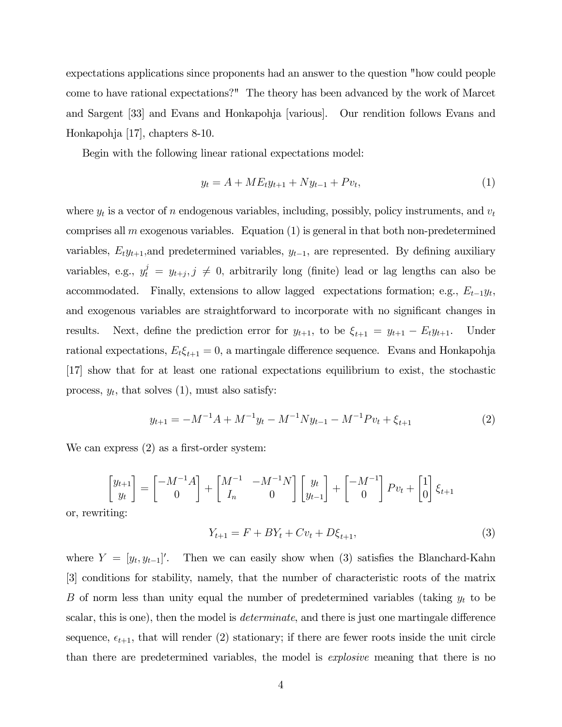expectations applications since proponents had an answer to the question "how could people come to have rational expectations?" The theory has been advanced by the work of Marcet and Sargent [33] and Evans and Honkapohja [various]. Our rendition follows Evans and Honkapohja [17], chapters 8-10.

Begin with the following linear rational expectations model:

$$y_t = A + ME_t y_{t+1} + Ny_{t-1} + Pv_t, \tag{1}$$

where $y_t$ is a vector of $n$ endogenous variables, including, possibly, policy instruments, and $v_t$ comprises all $m$ exogenous variables. Equation (1) is general in that both non-predetermined variables, $E_t y_{t+1}$,and predetermined variables, $y_{t-1}$, are represented. By defining auxiliary variables, e.g., $y_t^j = y_{t+j}, j \neq 0$, arbitrarily long (finite) lead or lag lengths can also be accommodated. Finally, extensions to allow lagged expectations formation; e.g., $E_{t-1}y_t$, and exogenous variables are straightforward to incorporate with no significant changes in results. Next, define the prediction error for $y_{t+1}$, to be $\xi_{t+1} = y_{t+1} - E_t y_{t+1}$. Under rational expectations, $E_t \xi_{t+1} = 0$, a martingale difference sequence. Evans and Honkapohja [17] show that for at least one rational expectations equilibrium to exist, the stochastic process, $y_t$, that solves (1), must also satisfy:

$$y_{t+1} = -M^{-1}A + M^{-1}y_t - M^{-1}Ny_{t-1} - M^{-1}Pv_t + \xi_{t+1} \tag{2}$$

We can express (2) as a first-order system:

$$\begin{bmatrix} y_{t+1} \\ y_t \end{bmatrix} = \begin{bmatrix} -M^{-1}A \\ 0 \end{bmatrix} + \begin{bmatrix} M^{-1} & -M^{-1}N \\ I_n & 0 \end{bmatrix} \begin{bmatrix} y_t \\ y_{t-1} \end{bmatrix} + \begin{bmatrix} -M^{-1} \\ 0 \end{bmatrix} Pv_t + \begin{bmatrix} 1 \\ 0 \end{bmatrix} \xi_{t+1}$$

or, rewriting:

$$Y_{t+1} = F + BY_t + Cv_t + D\xi_{t+1}, \tag{3}$$

where $Y = [y_t, y_{t-1}]'$. Then we can easily show when (3) satisfies the Blanchard-Kahn [3] conditions for stability, namely, that the number of characteristic roots of the matrix $B$ of norm less than unity equal the number of predetermined variables (taking $y_t$ to be scalar, this is one), then the model is *determinate*, and there is just one martingale difference sequence, $\epsilon_{t+1}$, that will render (2) stationary; if there are fewer roots inside the unit circle than there are predetermined variables, the model is *explosive* meaning that there is no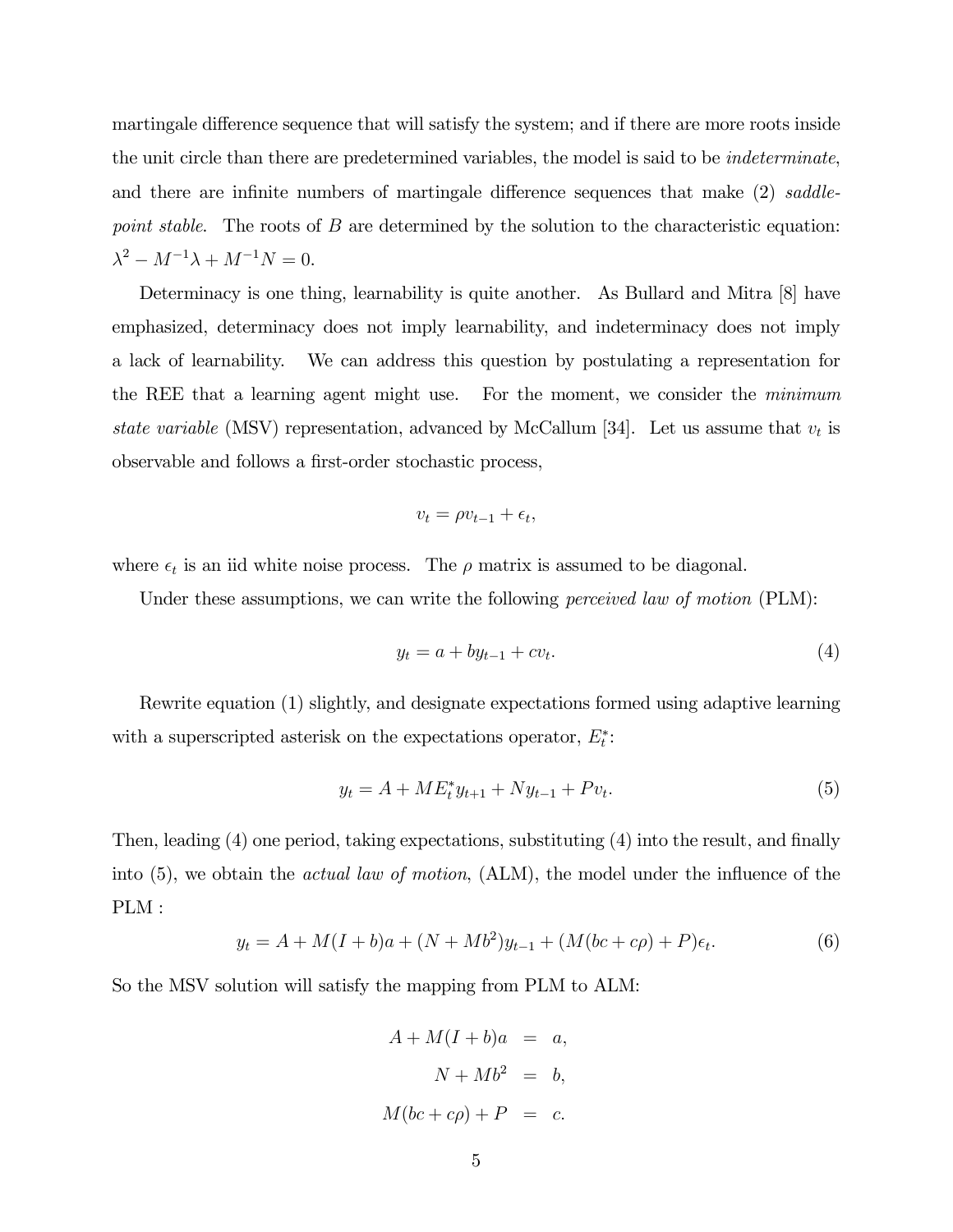martingale difference sequence that will satisfy the system; and if there are more roots inside the unit circle than there are predetermined variables, the model is said to be *indeterminate*, and there are infinite numbers of martingale difference sequences that make (2) *saddle-point stable*. The roots of $B$ are determined by the solution to the characteristic equation: $\lambda^2 - M^{-1}\lambda + M^{-1}N = 0$.

Determinacy is one thing, learnability is quite another. As Bullard and Mitra [8] have emphasized, determinacy does not imply learnability, and indeterminacy does not imply a lack of learnability. We can address this question by postulating a representation for the REE that a learning agent might use. For the moment, we consider the *minimum state variable* (MSV) representation, advanced by McCallum [34]. Let us assume that $v_t$ is observable and follows a first-order stochastic process,

$$v_t = \rho v_{t-1} + \epsilon_t,$$

where $\epsilon_t$ is an iid white noise process. The $\rho$ matrix is assumed to be diagonal.

Under these assumptions, we can write the following *perceived law of motion* (PLM):

$$y_t = a + by_{t-1} + cv_t. \tag{4}$$

Rewrite equation (1) slightly, and designate expectations formed using adaptive learning with a superscripted asterisk on the expectations operator, $E_t^*$:

$$y_t = A + ME_t^* y_{t+1} + Ny_{t-1} + Pv_t. \tag{5}$$

Then, leading (4) one period, taking expectations, substituting (4) into the result, and finally into (5), we obtain the *actual law of motion*, (ALM), the model under the influence of the PLM :

$$y_t = A + M(I + b)a + (N + Mb^2)y_{t-1} + (M(bc + c\rho) + P)\epsilon_t. \tag{6}$$

So the MSV solution will satisfy the mapping from PLM to ALM:

$$\begin{aligned} A + M(I + b)a &= a, \\ N + Mb^2 &= b, \\ M(bc + c\rho) + P &= c. \end{aligned}$$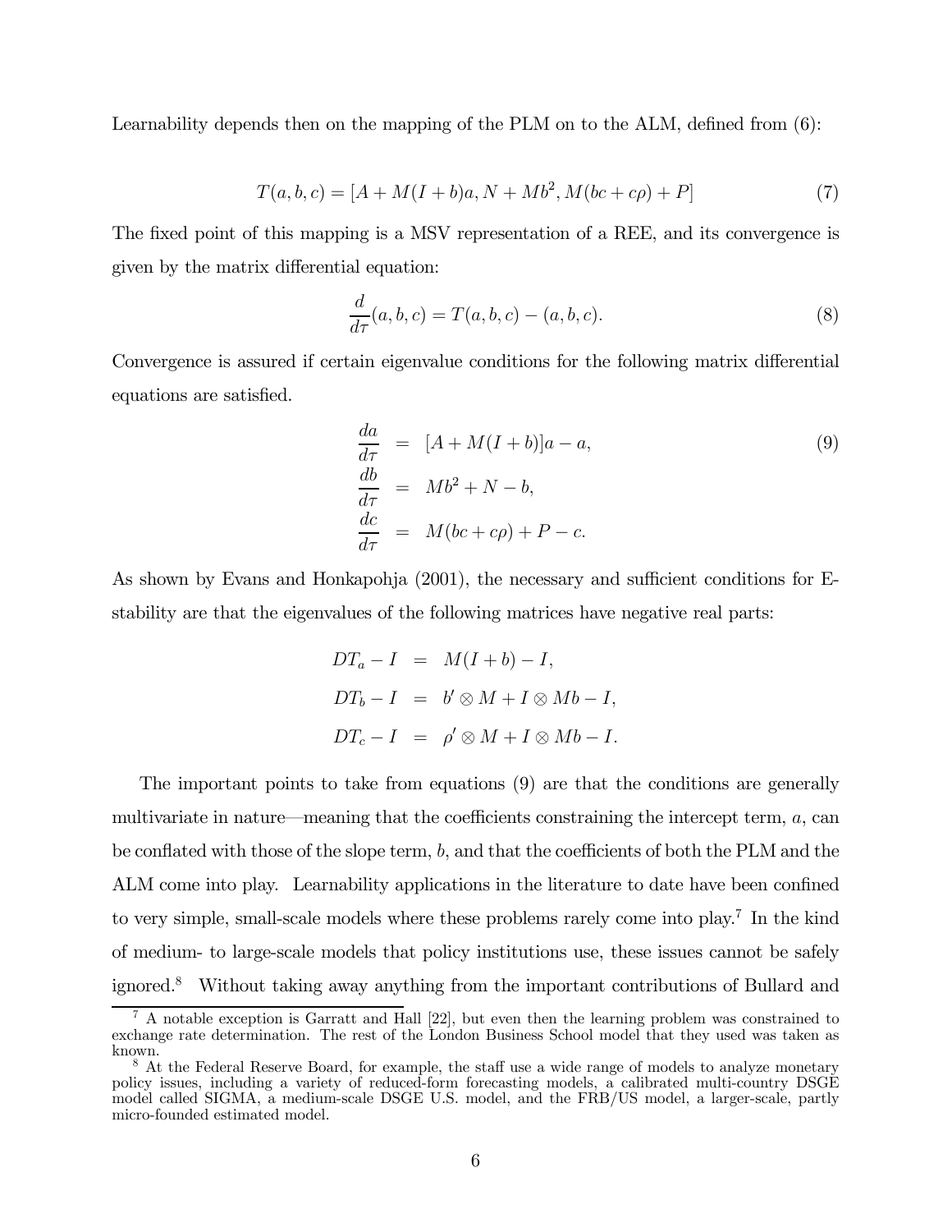Learnability depends then on the mapping of the PLM on to the ALM, defined from (6):

$$T(a,b,c) = [A + M(I+b)a, N + Mb^2, M(bc + c\rho) + P] \tag{7}$$

The fixed point of this mapping is a MSV representation of a REE, and its convergence is given by the matrix differential equation:

$$\frac{d}{d\tau}(a,b,c) = T(a,b,c) - (a,b,c). \tag{8}$$

Convergence is assured if certain eigenvalue conditions for the following matrix differential equations are satisfied.

$$\begin{aligned}
\frac{da}{d\tau} &= [A + M(I+b)]a - a, \\
\frac{db}{d\tau} &= Mb^2 + N - b, \\
\frac{dc}{d\tau} &= M(bc + c\rho) + P - c.
\end{aligned} \tag{9}$$

As shown by Evans and Honkapohja (2001), the necessary and sufficient conditions for E-stability are that the eigenvalues of the following matrices have negative real parts:

$$\begin{aligned}
DT_a - I &= M(I+b) - I, \\
DT_b - I &= b' \otimes M + I \otimes Mb - I, \\
DT_c - I &= \rho' \otimes M + I \otimes Mb - I.
\end{aligned}$$

The important points to take from equations (9) are that the conditions are generally multivariate in nature—meaning that the coefficients constraining the intercept term, $a$, can be conflated with those of the slope term, $b$, and that the coefficients of both the PLM and the ALM come into play. Learnability applications in the literature to date have been confined to very simple, small-scale models where these problems rarely come into play.[7] In the kind of medium- to large-scale models that policy institutions use, these issues cannot be safely ignored.[8] Without taking away anything from the important contributions of Bullard and

[7] A notable exception is Garratt and Hall [22], but even then the learning problem was constrained to exchange rate determination. The rest of the London Business School model that they used was taken as known.

[8] At the Federal Reserve Board, for example, the staff use a wide range of models to analyze monetary policy issues, including a variety of reduced-form forecasting models, a calibrated multi-country DSGE model called SIGMA, a medium-scale DSGE U.S. model, and the FRB/US model, a larger-scale, partly micro-founded estimated model.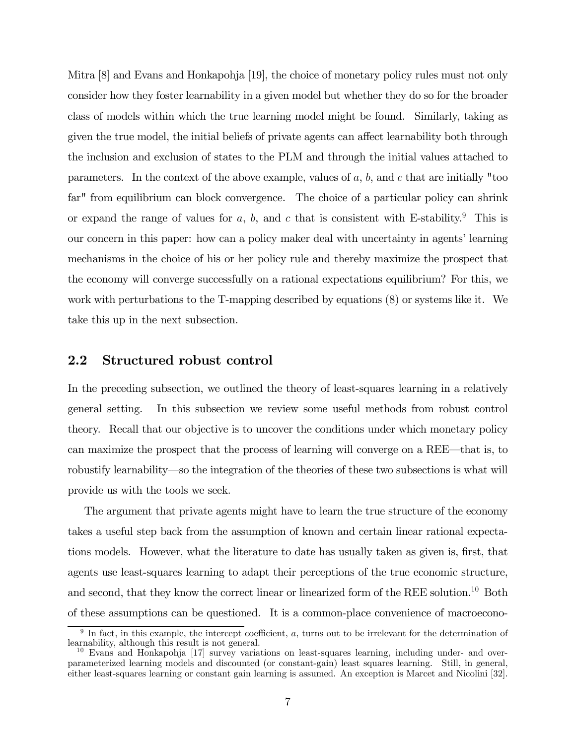Mitra [8] and Evans and Honkapohja [19], the choice of monetary policy rules must not only consider how they foster learnability in a given model but whether they do so for the broader class of models within which the true learning model might be found. Similarly, taking as given the true model, the initial beliefs of private agents can affect learnability both through the inclusion and exclusion of states to the PLM and through the initial values attached to parameters. In the context of the above example, values of $a$, $b$, and $c$ that are initially "too far" from equilibrium can block convergence. The choice of a particular policy can shrink or expand the range of values for $a$, $b$, and $c$ that is consistent with E-stability.[9] This is our concern in this paper: how can a policy maker deal with uncertainty in agents' learning mechanisms in the choice of his or her policy rule and thereby maximize the prospect that the economy will converge successfully on a rational expectations equilibrium? For this, we work with perturbations to the T-mapping described by equations (8) or systems like it. We take this up in the next subsection.

## 2.2 Structured robust control

In the preceding subsection, we outlined the theory of least-squares learning in a relatively general setting. In this subsection we review some useful methods from robust control theory. Recall that our objective is to uncover the conditions under which monetary policy can maximize the prospect that the process of learning will converge on a REE—that is, to robustify learnability—so the integration of the theories of these two subsections is what will provide us with the tools we seek.

The argument that private agents might have to learn the true structure of the economy takes a useful step back from the assumption of known and certain linear rational expectations models. However, what the literature to date has usually taken as given is, first, that agents use least-squares learning to adapt their perceptions of the true economic structure, and second, that they know the correct linear or linearized form of the REE solution.[10] Both of these assumptions can be questioned. It is a common-place convenience of macroecono-

[9] In fact, in this example, the intercept coefficient, $a$, turns out to be irrelevant for the determination of learnability, although this result is not general.

[10] Evans and Honkapohja [17] survey variations on least-squares learning, including under- and over-parameterized learning models and discounted (or constant-gain) least squares learning. Still, in general, either least-squares learning or constant gain learning is assumed. An exception is Marcet and Nicolini [32].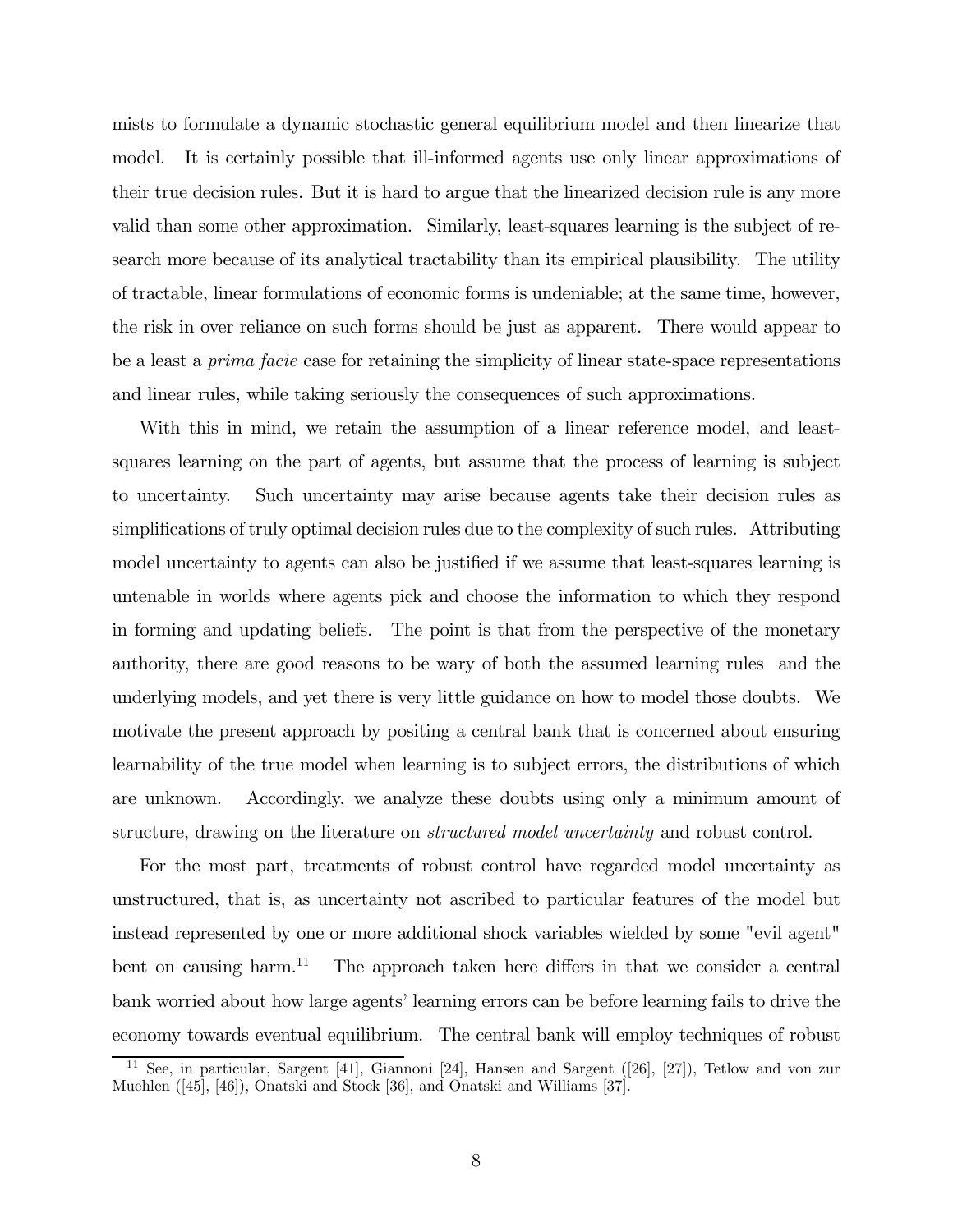mists to formulate a dynamic stochastic general equilibrium model and then linearize that model. It is certainly possible that ill-informed agents use only linear approximations of their true decision rules. But it is hard to argue that the linearized decision rule is any more valid than some other approximation. Similarly, least-squares learning is the subject of research more because of its analytical tractability than its empirical plausibility. The utility of tractable, linear formulations of economic forms is undeniable; at the same time, however, the risk in over reliance on such forms should be just as apparent. There would appear to be a least a *prima facie* case for retaining the simplicity of linear state-space representations and linear rules, while taking seriously the consequences of such approximations.

With this in mind, we retain the assumption of a linear reference model, and least-squares learning on the part of agents, but assume that the process of learning is subject to uncertainty. Such uncertainty may arise because agents take their decision rules as simplifications of truly optimal decision rules due to the complexity of such rules. Attributing model uncertainty to agents can also be justified if we assume that least-squares learning is untenable in worlds where agents pick and choose the information to which they respond in forming and updating beliefs. The point is that from the perspective of the monetary authority, there are good reasons to be wary of both the assumed learning rules and the underlying models, and yet there is very little guidance on how to model those doubts. We motivate the present approach by positing a central bank that is concerned about ensuring learnability of the true model when learning is to subject errors, the distributions of which are unknown. Accordingly, we analyze these doubts using only a minimum amount of structure, drawing on the literature on *structured model uncertainty* and robust control.

For the most part, treatments of robust control have regarded model uncertainty as unstructured, that is, as uncertainty not ascribed to particular features of the model but instead represented by one or more additional shock variables wielded by some "evil agent" bent on causing harm.[11] The approach taken here differs in that we consider a central bank worried about how large agents' learning errors can be before learning fails to drive the economy towards eventual equilibrium. The central bank will employ techniques of robust

[11] See, in particular, Sargent [41], Giannoni [24], Hansen and Sargent ([26], [27]), Tetlow and von zur Muehlen ([45], [46]), Onatski and Stock [36], and Onatski and Williams [37].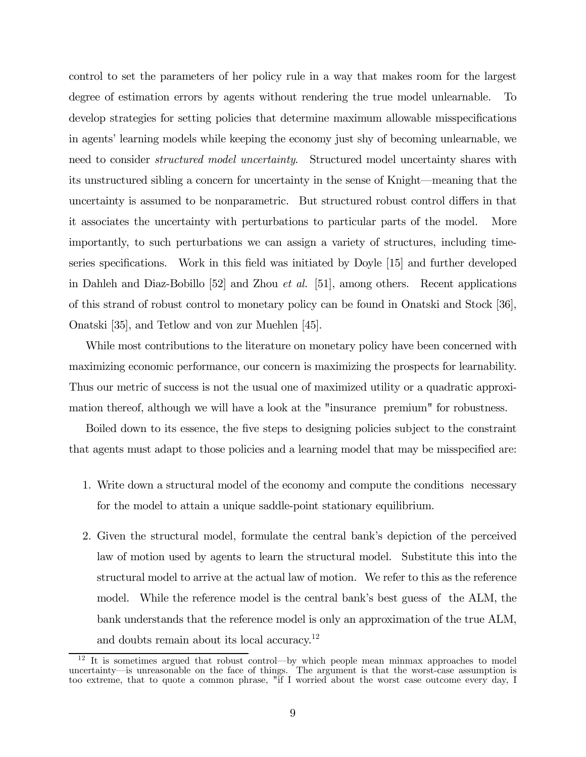control to set the parameters of her policy rule in a way that makes room for the largest degree of estimation errors by agents without rendering the true model unlearnable. To develop strategies for setting policies that determine maximum allowable misspecifications in agents' learning models while keeping the economy just shy of becoming unlearnable, we need to consider *structured model uncertainty*. Structured model uncertainty shares with its unstructured sibling a concern for uncertainty in the sense of Knight—meaning that the uncertainty is assumed to be nonparametric. But structured robust control differs in that it associates the uncertainty with perturbations to particular parts of the model. More importantly, to such perturbations we can assign a variety of structures, including time-series specifications. Work in this field was initiated by Doyle [15] and further developed in Dahleh and Diaz-Bobillo [52] and Zhou *et al.* [51], among others. Recent applications of this strand of robust control to monetary policy can be found in Onatski and Stock [36], Onatski [35], and Tetlow and von zur Muehlen [45].

While most contributions to the literature on monetary policy have been concerned with maximizing economic performance, our concern is maximizing the prospects for learnability. Thus our metric of success is not the usual one of maximized utility or a quadratic approximation thereof, although we will have a look at the "insurance premium" for robustness.

Boiled down to its essence, the five steps to designing policies subject to the constraint that agents must adapt to those policies and a learning model that may be misspecified are:

1. Write down a structural model of the economy and compute the conditions necessary for the model to attain a unique saddle-point stationary equilibrium.
2. Given the structural model, formulate the central bank's depiction of the perceived law of motion used by agents to learn the structural model. Substitute this into the structural model to arrive at the actual law of motion. We refer to this as the reference model. While the reference model is the central bank's best guess of the ALM, the bank understands that the reference model is only an approximation of the true ALM, and doubts remain about its local accuracy.[12]

[12] It is sometimes argued that robust control—by which people mean minmax approaches to model uncertainty—is unreasonable on the face of things. The argument is that the worst-case assumption is too extreme, that to quote a common phrase, "if I worried about the worst case outcome every day, I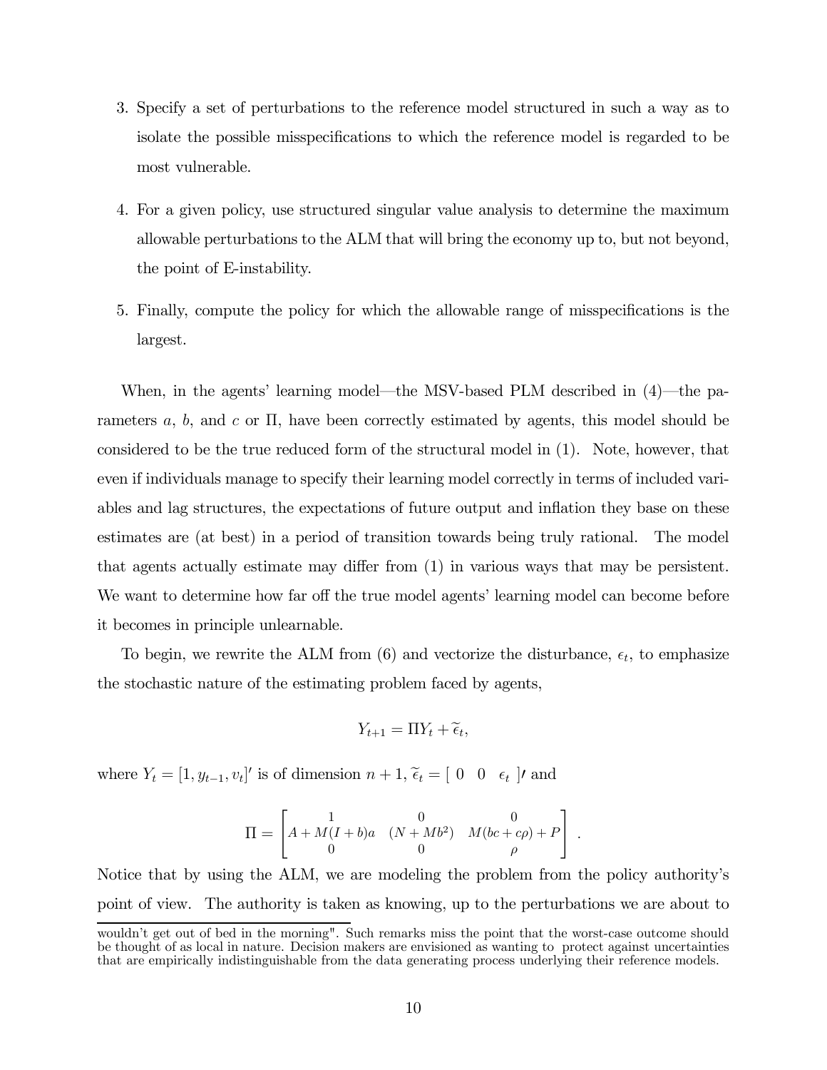3. Specify a set of perturbations to the reference model structured in such a way as to isolate the possible misspecifications to which the reference model is regarded to be most vulnerable.

4. For a given policy, use structured singular value analysis to determine the maximum allowable perturbations to the ALM that will bring the economy up to, but not beyond, the point of E-instability.

5. Finally, compute the policy for which the allowable range of misspecifications is the largest.

When, in the agents' learning model—the MSV-based PLM described in (4)—the parameters $a$, $b$, and $c$ or $\Pi$, have been correctly estimated by agents, this model should be considered to be the true reduced form of the structural model in (1). Note, however, that even if individuals manage to specify their learning model correctly in terms of included variables and lag structures, the expectations of future output and inflation they base on these estimates are (at best) in a period of transition towards being truly rational. The model that agents actually estimate may differ from (1) in various ways that may be persistent. We want to determine how far off the true model agents' learning model can become before it becomes in principle unlearnable.

To begin, we rewrite the ALM from (6) and vectorize the disturbance, $\epsilon_t$, to emphasize the stochastic nature of the estimating problem faced by agents,

$$Y_{t+1} = \Pi Y_t + \widetilde{\epsilon}_t,$$

where $Y_t = [1, y_{t-1}, v_t]'$ is of dimension $n+1$, $\widetilde{\epsilon}_t = [\ 0 \quad 0 \quad \epsilon_t\ ]'$ and

$$\Pi = \begin{bmatrix} 1 & 0 & 0 \\ A + M(I+b)a & (N + Mb^2) & M(bc + c\rho) + P \\ 0 & 0 & \rho \end{bmatrix}.$$

Notice that by using the ALM, we are modeling the problem from the policy authority's point of view. The authority is taken as knowing, up to the perturbations we are about to

wouldn't get out of bed in the morning". Such remarks miss the point that the worst-case outcome should be thought of as local in nature. Decision makers are envisioned as wanting to protect against uncertainties that are empirically indistinguishable from the data generating process underlying their reference models.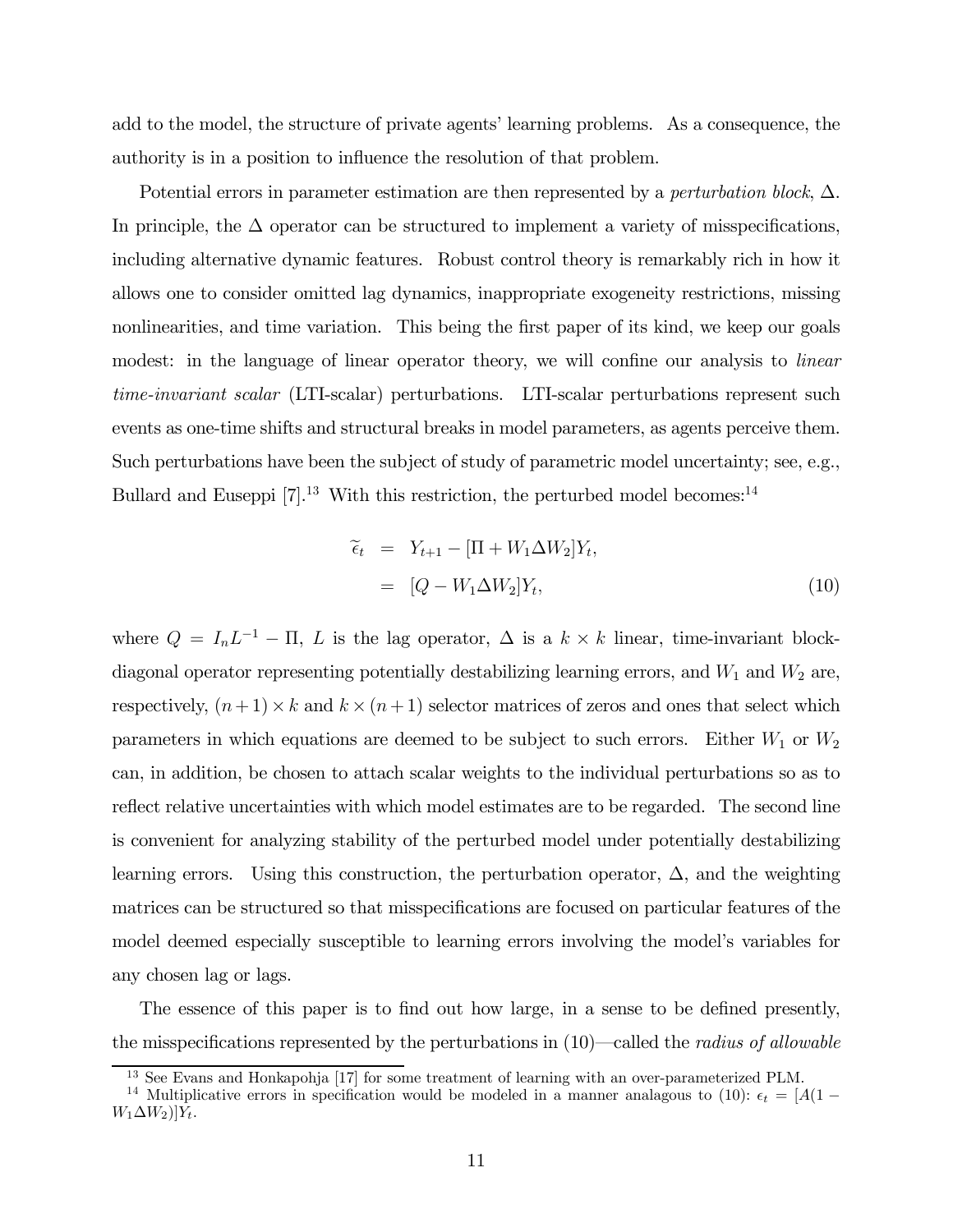add to the model, the structure of private agents' learning problems. As a consequence, the authority is in a position to influence the resolution of that problem.

Potential errors in parameter estimation are then represented by a *perturbation block*, $\Delta$. In principle, the $\Delta$ operator can be structured to implement a variety of misspecifications, including alternative dynamic features. Robust control theory is remarkably rich in how it allows one to consider omitted lag dynamics, inappropriate exogeneity restrictions, missing nonlinearities, and time variation. This being the first paper of its kind, we keep our goals modest: in the language of linear operator theory, we will confine our analysis to *linear time-invariant scalar* (LTI-scalar) perturbations. LTI-scalar perturbations represent such events as one-time shifts and structural breaks in model parameters, as agents perceive them. Such perturbations have been the subject of study of parametric model uncertainty; see, e.g., Bullard and Euseppi [7].[13] With this restriction, the perturbed model becomes:[14]

$$
\begin{aligned}
\widetilde{\epsilon}_t &= Y_{t+1} - [\Pi + W_1 \Delta W_2] Y_t, \\
&= [Q - W_1 \Delta W_2] Y_t,
\end{aligned}
\tag{10}
$$

where $Q = I_n L^{-1} - \Pi$, $L$ is the lag operator, $\Delta$ is a $k \times k$ linear, time-invariant block-diagonal operator representing potentially destabilizing learning errors, and $W_1$ and $W_2$ are, respectively, $(n+1) \times k$ and $k \times (n+1)$ selector matrices of zeros and ones that select which parameters in which equations are deemed to be subject to such errors. Either $W_1$ or $W_2$ can, in addition, be chosen to attach scalar weights to the individual perturbations so as to reflect relative uncertainties with which model estimates are to be regarded. The second line is convenient for analyzing stability of the perturbed model under potentially destabilizing learning errors. Using this construction, the perturbation operator, $\Delta$, and the weighting matrices can be structured so that misspecifications are focused on particular features of the model deemed especially susceptible to learning errors involving the model's variables for any chosen lag or lags.

The essence of this paper is to find out how large, in a sense to be defined presently, the misspecifications represented by the perturbations in (10)—called the *radius of allowable*

---

[13] See Evans and Honkapohja [17] for some treatment of learning with an over-parameterized PLM.

[14] Multiplicative errors in specification would be modeled in a manner analagous to (10): $\epsilon_t = [A(1 - W_1 \Delta W_2)] Y_t$.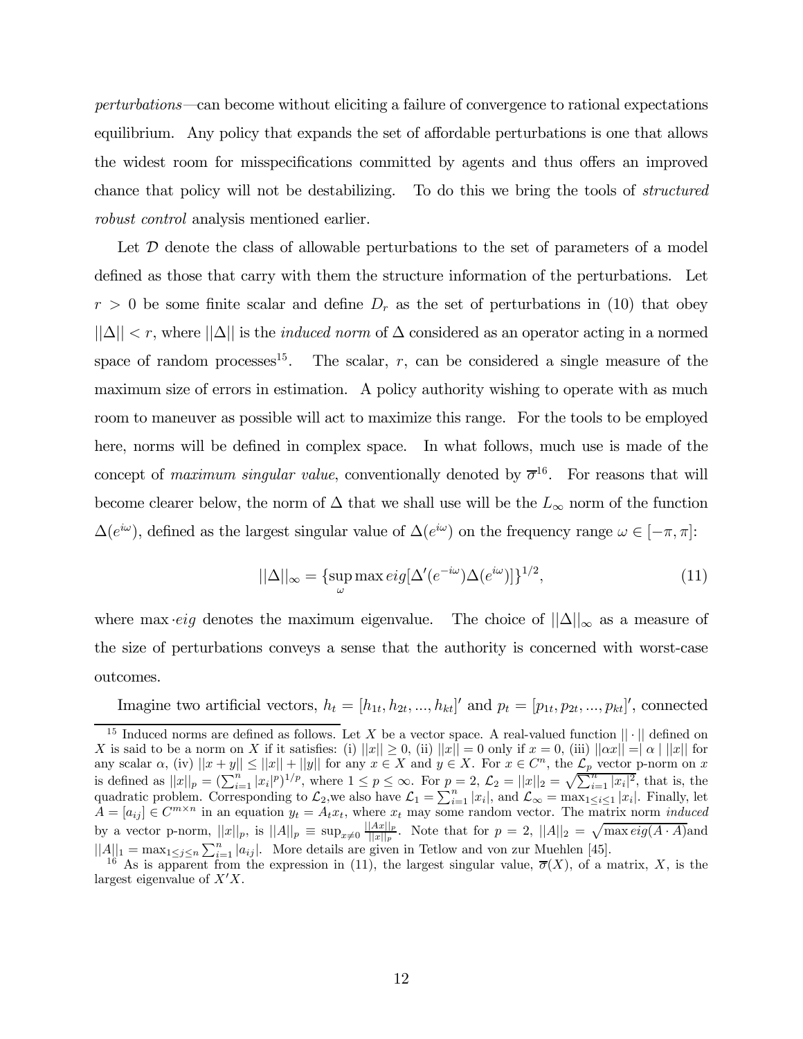*perturbations*—can become without eliciting a failure of convergence to rational expectations equilibrium. Any policy that expands the set of affordable perturbations is one that allows the widest room for misspecifications committed by agents and thus offers an improved chance that policy will not be destabilizing. To do this we bring the tools of *structured robust control* analysis mentioned earlier.

Let $\mathcal{D}$ denote the class of allowable perturbations to the set of parameters of a model defined as those that carry with them the structure information of the perturbations. Let $r > 0$ be some finite scalar and define $D_r$ as the set of perturbations in (10) that obey $||\Delta|| < r$, where $||\Delta||$ is the *induced norm* of $\Delta$ considered as an operator acting in a normed space of random processes[15]. The scalar, $r$, can be considered a single measure of the maximum size of errors in estimation. A policy authority wishing to operate with as much room to maneuver as possible will act to maximize this range. For the tools to be employed here, norms will be defined in complex space. In what follows, much use is made of the concept of *maximum singular value*, conventionally denoted by $\overline{\sigma}$[16]. For reasons that will become clearer below, the norm of $\Delta$ that we shall use will be the $L_\infty$ norm of the function $\Delta(e^{i\omega})$, defined as the largest singular value of $\Delta(e^{i\omega})$ on the frequency range $\omega \in [-\pi, \pi]$:

$$||\Delta||_\infty = \{\sup_{\omega} \max eig[\Delta'(e^{-i\omega})\Delta(e^{i\omega})]\}^{1/2}, \tag{11}$$

where $\max \cdot eig$ denotes the maximum eigenvalue. The choice of $||\Delta||_\infty$ as a measure of the size of perturbations conveys a sense that the authority is concerned with worst-case outcomes.

Imagine two artificial vectors, $h_t = [h_{1t}, h_{2t}, ..., h_{kt}]'$ and $p_t = [p_{1t}, p_{2t}, ..., p_{kt}]'$, connected

---

[15] Induced norms are defined as follows. Let $X$ be a vector space. A real-valued function $||\cdot||$ defined on $X$ is said to be a norm on $X$ if it satisfies: (i) $||x|| \geq 0$, (ii) $||x|| = 0$ only if $x = 0$, (iii) $||\alpha x|| =| \alpha | \, ||x||$ for any scalar $\alpha$, (iv) $||x + y|| \leq ||x|| + ||y||$ for any $x \in X$ and $y \in X$. For $x \in C^n$, the $\mathcal{L}_p$ vector p-norm on $x$ is defined as $||x||_p = (\sum_{i=1}^{n} |x_i|^p)^{1/p}$, where $1 \leq p \leq \infty$. For $p = 2$, $\mathcal{L}_2 = ||x||_2 = \sqrt{\sum_{i=1}^{n} |x_i|^2}$, that is, the quadratic problem. Corresponding to $\mathcal{L}_2$,we also have $\mathcal{L}_1 = \sum_{i=1}^{n} |x_i|$, and $\mathcal{L}_\infty = \max_{1 \leq i \leq 1} |x_i|$. Finally, let $A = [a_{ij}] \in C^{m \times n}$ in an equation $y_t = A_t x_t$, where $x_t$ may some random vector. The matrix norm *induced* by a vector p-norm, $||x||_p$, is $||A||_p \equiv \sup_{x \neq 0} \frac{||Ax||_p}{||x||_p}$. Note that for $p = 2$, $||A||_2 = \sqrt{\max eig(A \cdot A)}$and $||A||_1 = \max_{1 \leq j \leq n} \sum_{i=1}^{n} |a_{ij}|$. More details are given in Tetlow and von zur Muehlen [45].

[16] As is apparent from the expression in (11), the largest singular value, $\overline{\sigma}(X)$, of a matrix, $X$, is the largest eigenvalue of $X'X$.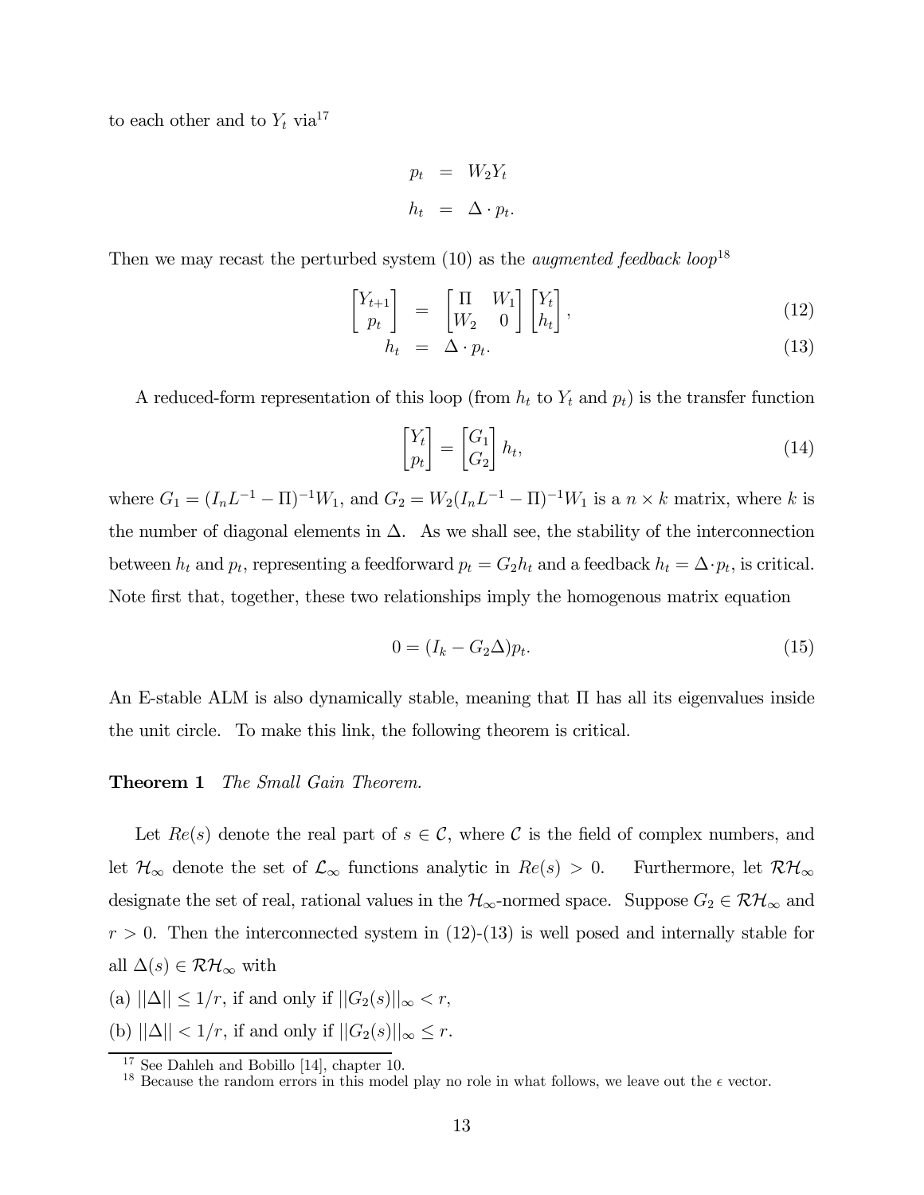to each other and to $Y_t$ via[17]

$$
\begin{aligned}
p_t &= W_2 Y_t \\
h_t &= \Delta \cdot p_t.
\end{aligned}
$$

Then we may recast the perturbed system (10) as the *augmented feedback loop*[18]

$$
\begin{bmatrix} Y_{t+1} \\ p_t \end{bmatrix} = \begin{bmatrix} \Pi & W_1 \\ W_2 & 0 \end{bmatrix} \begin{bmatrix} Y_t \\ h_t \end{bmatrix}, \tag{12}
$$

$$
h_t = \Delta \cdot p_t. \tag{13}
$$

A reduced-form representation of this loop (from $h_t$ to $Y_t$ and $p_t$) is the transfer function

$$
\begin{bmatrix} Y_t \\ p_t \end{bmatrix} = \begin{bmatrix} G_1 \\ G_2 \end{bmatrix} h_t, \tag{14}
$$

where $G_1 = (I_n L^{-1} - \Pi)^{-1} W_1$, and $G_2 = W_2 (I_n L^{-1} - \Pi)^{-1} W_1$ is a $n \times k$ matrix, where $k$ is the number of diagonal elements in $\Delta$. As we shall see, the stability of the interconnection between $h_t$ and $p_t$, representing a feedforward $p_t = G_2 h_t$ and a feedback $h_t = \Delta \cdot p_t$, is critical. Note first that, together, these two relationships imply the homogenous matrix equation

$$
0 = (I_k - G_2 \Delta) p_t. \tag{15}
$$

An E-stable ALM is also dynamically stable, meaning that $\Pi$ has all its eigenvalues inside the unit circle. To make this link, the following theorem is critical.

**Theorem 1** *The Small Gain Theorem.*

Let $Re(s)$ denote the real part of $s \in \mathcal{C}$, where $\mathcal{C}$ is the field of complex numbers, and let $\mathcal{H}_\infty$ denote the set of $\mathcal{L}_\infty$ functions analytic in $Re(s) > 0$. Furthermore, let $\mathcal{RH}_\infty$ designate the set of real, rational values in the $\mathcal{H}_\infty$-normed space. Suppose $G_2 \in \mathcal{RH}_\infty$ and $r > 0$. Then the interconnected system in (12)-(13) is well posed and internally stable for all $\Delta(s) \in \mathcal{RH}_\infty$ with

(a) $||\Delta|| \leq 1/r$, if and only if $||G_2(s)||_\infty < r$,

(b) $||\Delta|| < 1/r$, if and only if $||G_2(s)||_\infty \leq r$.

---

[17] See Dahleh and Bobillo [14], chapter 10.

[18] Because the random errors in this model play no role in what follows, we leave out the $\epsilon$ vector.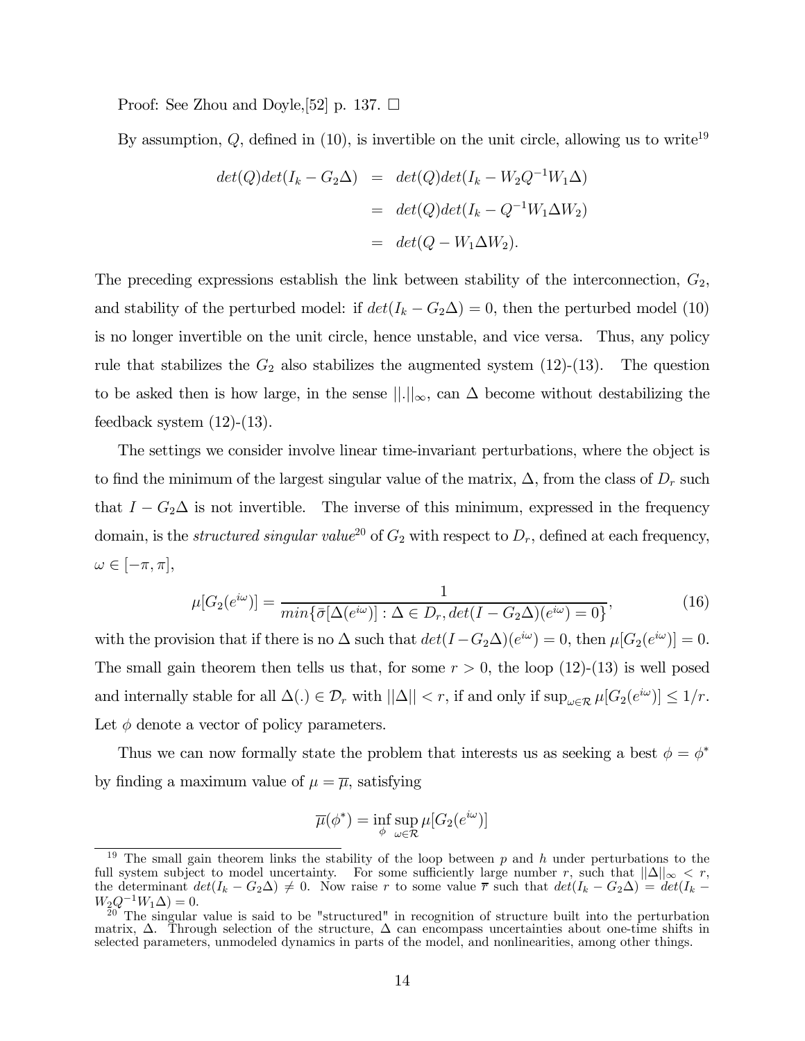Proof: See Zhou and Doyle,[52] p. 137. □

By assumption, $Q$, defined in (10), is invertible on the unit circle, allowing us to write[19]

$$
\begin{aligned}
det(Q)det(I_k - G_2\Delta) &= det(Q)det(I_k - W_2 Q^{-1} W_1 \Delta) \\
&= det(Q)det(I_k - Q^{-1} W_1 \Delta W_2) \\
&= det(Q - W_1 \Delta W_2).
\end{aligned}
$$

The preceding expressions establish the link between stability of the interconnection, $G_2$, and stability of the perturbed model: if $det(I_k - G_2\Delta) = 0$, then the perturbed model (10) is no longer invertible on the unit circle, hence unstable, and vice versa. Thus, any policy rule that stabilizes the $G_2$ also stabilizes the augmented system (12)-(13). The question to be asked then is how large, in the sense $||.||_\infty$, can $\Delta$ become without destabilizing the feedback system (12)-(13).

The settings we consider involve linear time-invariant perturbations, where the object is to find the minimum of the largest singular value of the matrix, $\Delta$, from the class of $D_r$ such that $I - G_2\Delta$ is not invertible. The inverse of this minimum, expressed in the frequency domain, is the *structured singular value*[20] of $G_2$ with respect to $D_r$, defined at each frequency, $\omega \in [-\pi, \pi]$,

$$
\mu[G_2(e^{i\omega})] = \frac{1}{min\{\bar{\sigma}[\Delta(e^{i\omega})] : \Delta \in D_r, det(I - G_2\Delta)(e^{i\omega}) = 0\}}, \tag{16}
$$

with the provision that if there is no $\Delta$ such that $det(I - G_2\Delta)(e^{i\omega}) = 0$, then $\mu[G_2(e^{i\omega})] = 0$. The small gain theorem then tells us that, for some $r > 0$, the loop (12)-(13) is well posed and internally stable for all $\Delta(.) \in \mathcal{D}_r$ with $||\Delta|| < r$, if and only if $\sup_{\omega \in \mathcal{R}} \mu[G_2(e^{i\omega})] \leq 1/r$. Let $\phi$ denote a vector of policy parameters.

Thus we can now formally state the problem that interests us as seeking a best $\phi = \phi^*$ by finding a maximum value of $\mu = \overline{\mu}$, satisfying

$$
\overline{\mu}(\phi^*) = \inf_{\phi} \sup_{\omega \in \mathcal{R}} \mu[G_2(e^{i\omega})]
$$

---

[19] The small gain theorem links the stability of the loop between $p$ and $h$ under perturbations to the full system subject to model uncertainty. For some sufficiently large number $r$, such that $||\Delta||_\infty < r$, the determinant $det(I_k - G_2\Delta) \neq 0$. Now raise $r$ to some value $\overline{r}$ such that $det(I_k - G_2\Delta) = det(I_k - W_2 Q^{-1} W_1 \Delta) = 0$.

[20] The singular value is said to be "structured" in recognition of structure built into the perturbation matrix, $\Delta$. Through selection of the structure, $\Delta$ can encompass uncertainties about one-time shifts in selected parameters, unmodeled dynamics in parts of the model, and nonlinearities, among other things.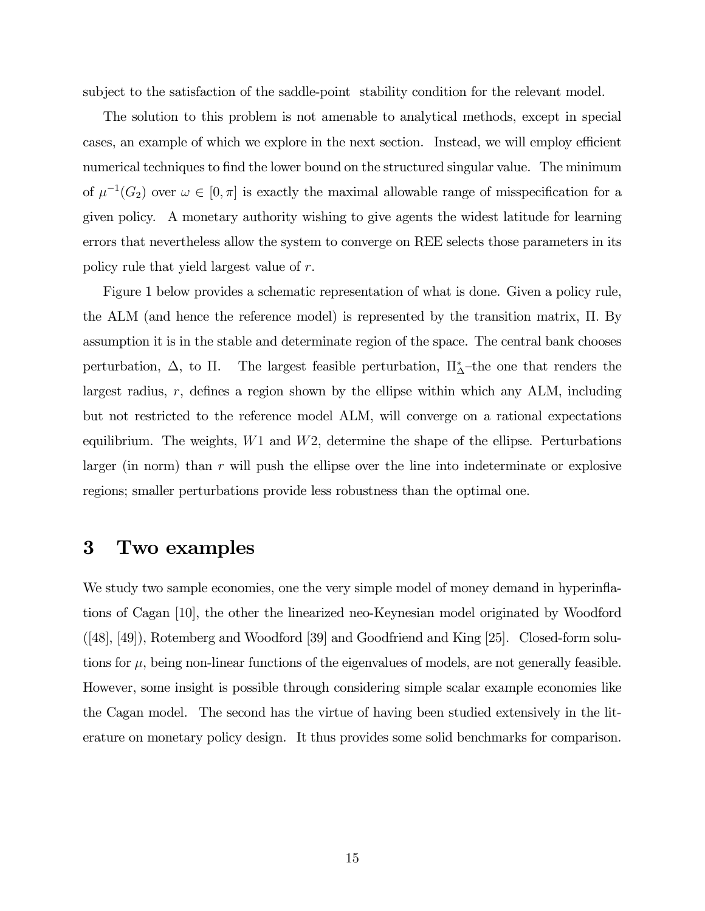subject to the satisfaction of the saddle-point stability condition for the relevant model.

The solution to this problem is not amenable to analytical methods, except in special cases, an example of which we explore in the next section. Instead, we will employ efficient numerical techniques to find the lower bound on the structured singular value. The minimum of $\mu^{-1}(G_2)$ over $\omega \in [0, \pi]$ is exactly the maximal allowable range of misspecification for a given policy. A monetary authority wishing to give agents the widest latitude for learning errors that nevertheless allow the system to converge on REE selects those parameters in its policy rule that yield largest value of $r$.

Figure 1 below provides a schematic representation of what is done. Given a policy rule, the ALM (and hence the reference model) is represented by the transition matrix, $\Pi$. By assumption it is in the stable and determinate region of the space. The central bank chooses perturbation, $\Delta$, to $\Pi$. The largest feasible perturbation, $\Pi_{\Delta}^{*}$–the one that renders the largest radius, $r$, defines a region shown by the ellipse within which any ALM, including but not restricted to the reference model ALM, will converge on a rational expectations equilibrium. The weights, $W1$ and $W2$, determine the shape of the ellipse. Perturbations larger (in norm) than $r$ will push the ellipse over the line into indeterminate or explosive regions; smaller perturbations provide less robustness than the optimal one.

# 3 Two examples

We study two sample economies, one the very simple model of money demand in hyperinflations of Cagan [10], the other the linearized neo-Keynesian model originated by Woodford ([48], [49]), Rotemberg and Woodford [39] and Goodfriend and King [25]. Closed-form solutions for $\mu$, being non-linear functions of the eigenvalues of models, are not generally feasible. However, some insight is possible through considering simple scalar example economies like the Cagan model. The second has the virtue of having been studied extensively in the literature on monetary policy design. It thus provides some solid benchmarks for comparison.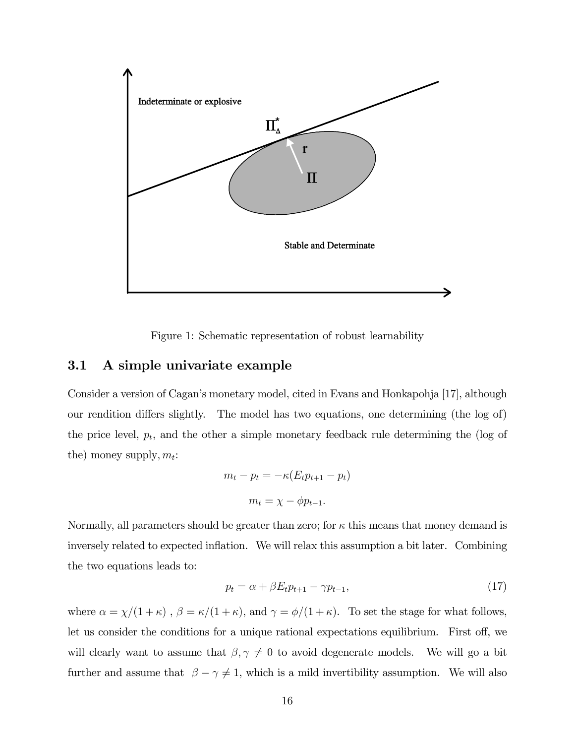Figure 1: Schematic representation of robust learnability

### 3.1 A simple univariate example

Consider a version of Cagan's monetary model, cited in Evans and Honkapohja [17], although our rendition differs slightly. The model has two equations, one determining (the log of) the price level, $p_t$, and the other a simple monetary feedback rule determining the (log of the) money supply, $m_t$:

$$m_t - p_t = -\kappa(E_t p_{t+1} - p_t)$$

$$m_t = \chi - \phi p_{t-1}.$$

Normally, all parameters should be greater than zero; for $\kappa$ this means that money demand is inversely related to expected inflation. We will relax this assumption a bit later. Combining the two equations leads to:

$$p_t = \alpha + \beta E_t p_{t+1} - \gamma p_{t-1}, \tag{17}$$

where $\alpha = \chi/(1+\kappa)$ , $\beta = \kappa/(1+\kappa)$, and $\gamma = \phi/(1+\kappa)$. To set the stage for what follows, let us consider the conditions for a unique rational expectations equilibrium. First off, we will clearly want to assume that $\beta, \gamma \neq 0$ to avoid degenerate models. We will go a bit further and assume that $\beta - \gamma \neq 1$, which is a mild invertibility assumption. We will also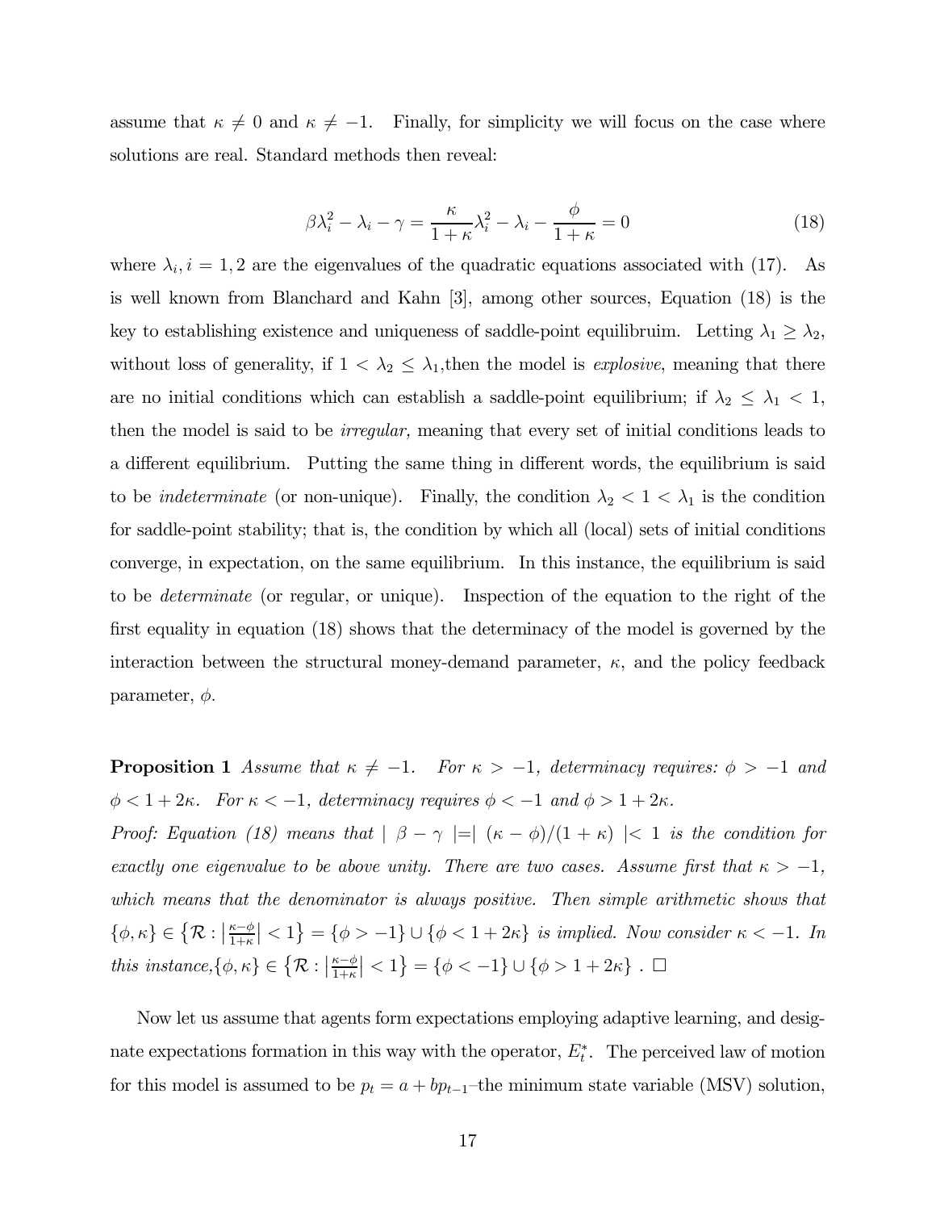assume that $\kappa \neq 0$ and $\kappa \neq -1$. Finally, for simplicity we will focus on the case where solutions are real. Standard methods then reveal:

$$\beta\lambda_i^2 - \lambda_i - \gamma = \frac{\kappa}{1+\kappa}\lambda_i^2 - \lambda_i - \frac{\phi}{1+\kappa} = 0 \tag{18}$$

where $\lambda_i, i = 1, 2$ are the eigenvalues of the quadratic equations associated with (17). As is well known from Blanchard and Kahn [3], among other sources, Equation (18) is the key to establishing existence and uniqueness of saddle-point equilibruim. Letting $\lambda_1 \geq \lambda_2$, without loss of generality, if $1 < \lambda_2 \leq \lambda_1$,then the model is *explosive*, meaning that there are no initial conditions which can establish a saddle-point equilibrium; if $\lambda_2 \leq \lambda_1 < 1$, then the model is said to be *irregular,* meaning that every set of initial conditions leads to a different equilibrium. Putting the same thing in different words, the equilibrium is said to be *indeterminate* (or non-unique). Finally, the condition $\lambda_2 < 1 < \lambda_1$ is the condition for saddle-point stability; that is, the condition by which all (local) sets of initial conditions converge, in expectation, on the same equilibrium. In this instance, the equilibrium is said to be *determinate* (or regular, or unique). Inspection of the equation to the right of the first equality in equation (18) shows that the determinacy of the model is governed by the interaction between the structural money-demand parameter, $\kappa$, and the policy feedback parameter, $\phi$.

**Proposition 1** *Assume that $\kappa \neq -1$. For $\kappa > -1$, determinacy requires: $\phi > -1$ and $\phi < 1 + 2\kappa$. For $\kappa < -1$, determinacy requires $\phi < -1$ and $\phi > 1 + 2\kappa$.*

*Proof: Equation (18) means that $\mid \beta - \gamma \mid = \mid (\kappa - \phi)/(1+\kappa) \mid < 1$ is the condition for exactly one eigenvalue to be above unity. There are two cases. Assume first that $\kappa > -1$, which means that the denominator is always positive. Then simple arithmetic shows that $\{\phi, \kappa\} \in \left\{\mathcal{R} : \left|\frac{\kappa-\phi}{1+\kappa}\right| < 1\right\} = \{\phi > -1\} \cup \{\phi < 1 + 2\kappa\}$ is implied. Now consider $\kappa < -1$. In this instance,$\{\phi, \kappa\} \in \left\{\mathcal{R} : \left|\frac{\kappa-\phi}{1+\kappa}\right| < 1\right\} = \{\phi < -1\} \cup \{\phi > 1 + 2\kappa\}$ . $\square$*

Now let us assume that agents form expectations employing adaptive learning, and designate expectations formation in this way with the operator, $E_t^*$. The perceived law of motion for this model is assumed to be $p_t = a + bp_{t-1}$–the minimum state variable (MSV) solution,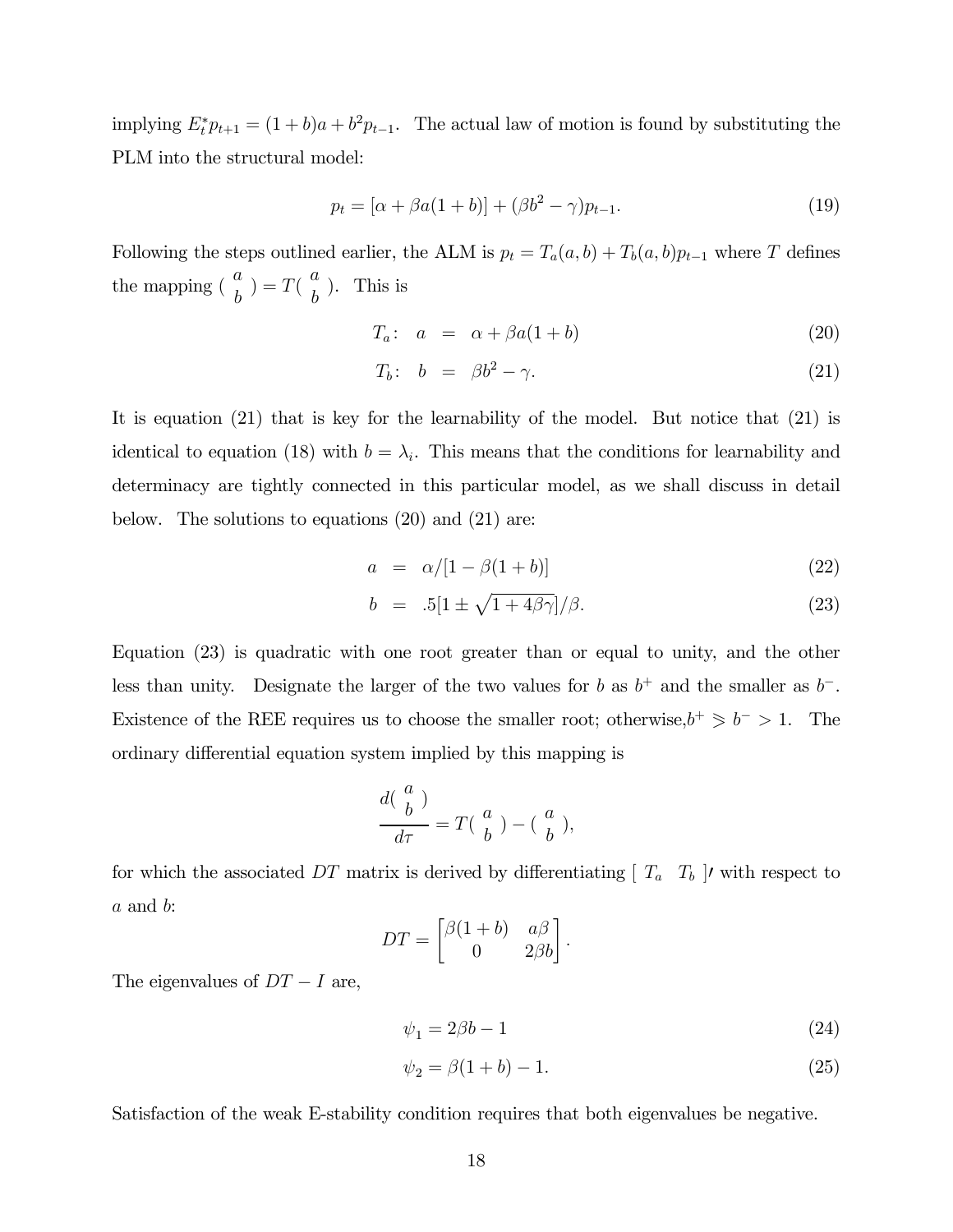implying $E_t^* p_{t+1} = (1+b)a + b^2 p_{t-1}$. The actual law of motion is found by substituting the PLM into the structural model:

$$p_t = [\alpha + \beta a(1+b)] + (\beta b^2 - \gamma)p_{t-1}. \tag{19}$$

Following the steps outlined earlier, the ALM is $p_t = T_a(a,b) + T_b(a,b)p_{t-1}$ where $T$ defines the mapping $\begin{pmatrix} a \\ b \end{pmatrix} = T\begin{pmatrix} a \\ b \end{pmatrix}$. This is

$$T_a: \quad a \quad = \quad \alpha + \beta a(1+b) \tag{20}$$

$$T_b: \quad b \quad = \quad \beta b^2 - \gamma. \tag{21}$$

It is equation (21) that is key for the learnability of the model. But notice that (21) is identical to equation (18) with $b = \lambda_i$. This means that the conditions for learnability and determinacy are tightly connected in this particular model, as we shall discuss in detail below. The solutions to equations (20) and (21) are:

$$a \quad = \quad \alpha/[1 - \beta(1+b)] \tag{22}$$

$$b \quad = \quad .5[1 \pm \sqrt{1 + 4\beta\gamma}]/\beta. \tag{23}$$

Equation (23) is quadratic with one root greater than or equal to unity, and the other less than unity. Designate the larger of the two values for $b$ as $b^+$ and the smaller as $b^-$. Existence of the REE requires us to choose the smaller root; otherwise, $b^+ \geqslant b^- > 1$. The ordinary differential equation system implied by this mapping is

$$\frac{d\begin{pmatrix} a \\ b \end{pmatrix}}{d\tau} = T\begin{pmatrix} a \\ b \end{pmatrix} - \begin{pmatrix} a \\ b \end{pmatrix},$$

for which the associated $DT$ matrix is derived by differentiating $[\ T_a \quad T_b\ ]'$ with respect to $a$ and $b$:

$$DT = \begin{bmatrix} \beta(1+b) & a\beta \\ 0 & 2\beta b \end{bmatrix}.$$

The eigenvalues of $DT - I$ are,

$$\psi_1 = 2\beta b - 1 \tag{24}$$

$$\psi_2 = \beta(1+b) - 1. \tag{25}$$

Satisfaction of the weak E-stability condition requires that both eigenvalues be negative.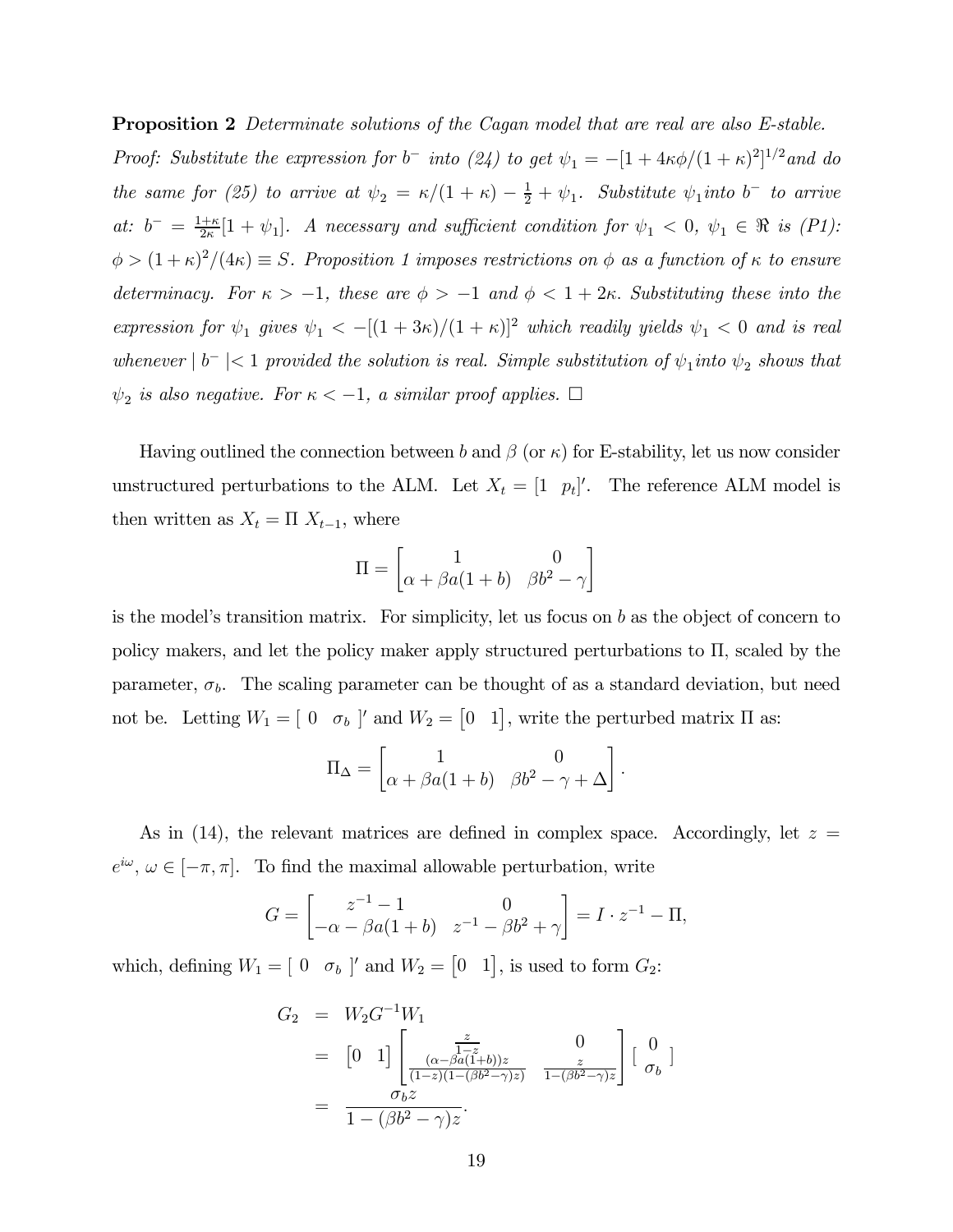**Proposition 2** *Determinate solutions of the Cagan model that are real are also E-stable.*

*Proof: Substitute the expression for $b^-$ into (24) to get $\psi_1 = -[1 + 4\kappa\phi/(1+\kappa)^2]^{1/2}$ and do the same for (25) to arrive at $\psi_2 = \kappa/(1+\kappa) - \frac{1}{2} + \psi_1$. Substitute $\psi_1$ into $b^-$ to arrive at: $b^- = \frac{1+\kappa}{2\kappa}[1 + \psi_1]$. A necessary and sufficient condition for $\psi_1 < 0$, $\psi_1 \in \Re$ is (P1): $\phi > (1+\kappa)^2/(4\kappa) \equiv S$. Proposition 1 imposes restrictions on $\phi$ as a function of $\kappa$ to ensure determinacy. For $\kappa > -1$, these are $\phi > -1$ and $\phi < 1 + 2\kappa$. Substituting these into the expression for $\psi_1$ gives $\psi_1 < -[(1+3\kappa)/(1+\kappa)]^2$ which readily yields $\psi_1 < 0$ and is real whenever $\mid b^- \mid < 1$ provided the solution is real. Simple substitution of $\psi_1$ into $\psi_2$ shows that $\psi_2$ is also negative. For $\kappa < -1$, a similar proof applies.* $\square$

Having outlined the connection between $b$ and $\beta$ (or $\kappa$) for E-stability, let us now consider unstructured perturbations to the ALM. Let $X_t = [1 \;\; p_t]'$. The reference ALM model is then written as $X_t = \Pi \; X_{t-1}$, where

$$\Pi = \begin{bmatrix} 1 & 0 \\ \alpha + \beta a(1+b) & \beta b^2 - \gamma \end{bmatrix}$$

is the model's transition matrix. For simplicity, let us focus on $b$ as the object of concern to policy makers, and let the policy maker apply structured perturbations to $\Pi$, scaled by the parameter, $\sigma_b$. The scaling parameter can be thought of as a standard deviation, but need not be. Letting $W_1 = [\; 0 \;\; \sigma_b \;]'$ and $W_2 = \begin{bmatrix} 0 & 1 \end{bmatrix}$, write the perturbed matrix $\Pi$ as:

$$\Pi_\Delta = \begin{bmatrix} 1 & 0 \\ \alpha + \beta a(1+b) & \beta b^2 - \gamma + \Delta \end{bmatrix}.$$

As in (14), the relevant matrices are defined in complex space. Accordingly, let $z = e^{i\omega}$, $\omega \in [-\pi, \pi]$. To find the maximal allowable perturbation, write

$$G = \begin{bmatrix} z^{-1} - 1 & 0 \\ -\alpha - \beta a(1+b) & z^{-1} - \beta b^2 + \gamma \end{bmatrix} = I \cdot z^{-1} - \Pi,$$

which, defining $W_1 = [\; 0 \;\; \sigma_b \;]'$ and $W_2 = \begin{bmatrix} 0 & 1 \end{bmatrix}$, is used to form $G_2$:

$$\begin{aligned} G_2 &= W_2 G^{-1} W_1 \\ &= \begin{bmatrix} 0 & 1 \end{bmatrix} \begin{bmatrix} \frac{z}{1-z} & 0 \\ \frac{(\alpha - \beta a(1+b))z}{(1-z)(1-(\beta b^2 - \gamma)z)} & \frac{z}{1-(\beta b^2-\gamma)z} \end{bmatrix} \begin{bmatrix} 0 \\ \sigma_b \end{bmatrix} \\ &= \frac{\sigma_b z}{1 - (\beta b^2 - \gamma)z}. \end{aligned}$$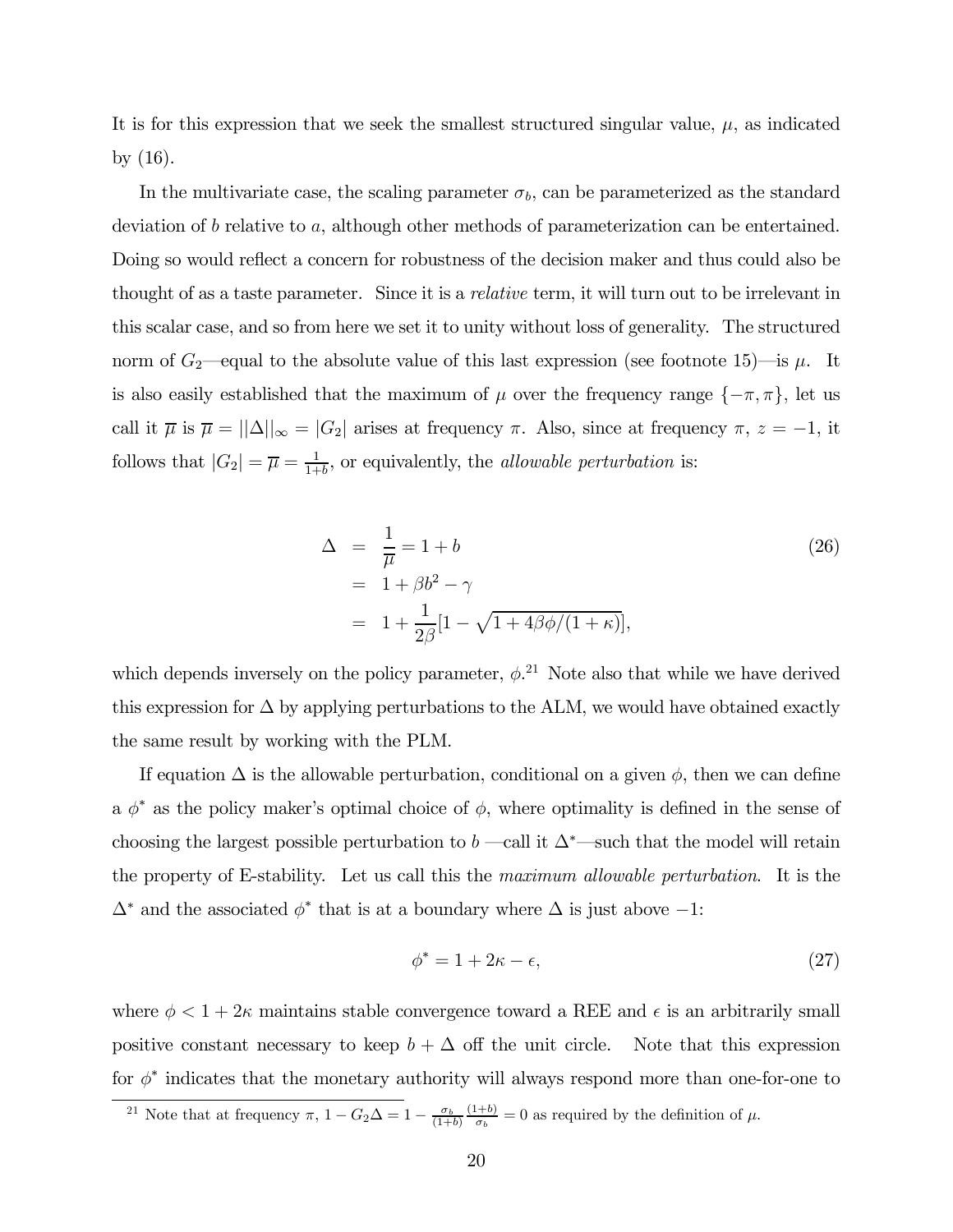It is for this expression that we seek the smallest structured singular value, $\mu$, as indicated by (16).

In the multivariate case, the scaling parameter $\sigma_b$, can be parameterized as the standard deviation of $b$ relative to $a$, although other methods of parameterization can be entertained. Doing so would reflect a concern for robustness of the decision maker and thus could also be thought of as a taste parameter. Since it is a *relative* term, it will turn out to be irrelevant in this scalar case, and so from here we set it to unity without loss of generality. The structured norm of $G_2$—equal to the absolute value of this last expression (see footnote 15)—is $\mu$. It is also easily established that the maximum of $\mu$ over the frequency range $\{-\pi, \pi\}$, let us call it $\overline{\mu}$ is $\overline{\mu} = ||\Delta||_\infty = |G_2|$ arises at frequency $\pi$. Also, since at frequency $\pi$, $z = -1$, it follows that $|G_2| = \overline{\mu} = \frac{1}{1+b}$, or equivalently, the *allowable perturbation* is:

$$
\begin{aligned}
\Delta &= \frac{1}{\overline{\mu}} = 1 + b \\
&= 1 + \beta b^2 - \gamma \\
&= 1 + \frac{1}{2\beta}[1 - \sqrt{1 + 4\beta\phi/(1+\kappa)}],
\end{aligned}
\tag{26}
$$

which depends inversely on the policy parameter, $\phi$.[21] Note also that while we have derived this expression for $\Delta$ by applying perturbations to the ALM, we would have obtained exactly the same result by working with the PLM.

If equation $\Delta$ is the allowable perturbation, conditional on a given $\phi$, then we can define a $\phi^*$ as the policy maker's optimal choice of $\phi$, where optimality is defined in the sense of choosing the largest possible perturbation to $b$ —call it $\Delta^*$—such that the model will retain the property of E-stability. Let us call this the *maximum allowable perturbation*. It is the $\Delta^*$ and the associated $\phi^*$ that is at a boundary where $\Delta$ is just above $-1$:

$$
\phi^* = 1 + 2\kappa - \epsilon, \tag{27}
$$

where $\phi < 1 + 2\kappa$ maintains stable convergence toward a REE and $\epsilon$ is an arbitrarily small positive constant necessary to keep $b + \Delta$ off the unit circle. Note that this expression for $\phi^*$ indicates that the monetary authority will always respond more than one-for-one to

[21] Note that at frequency $\pi$, $1 - G_2\Delta = 1 - \frac{\sigma_b}{(1+b)}\frac{(1+b)}{\sigma_b} = 0$ as required by the definition of $\mu$.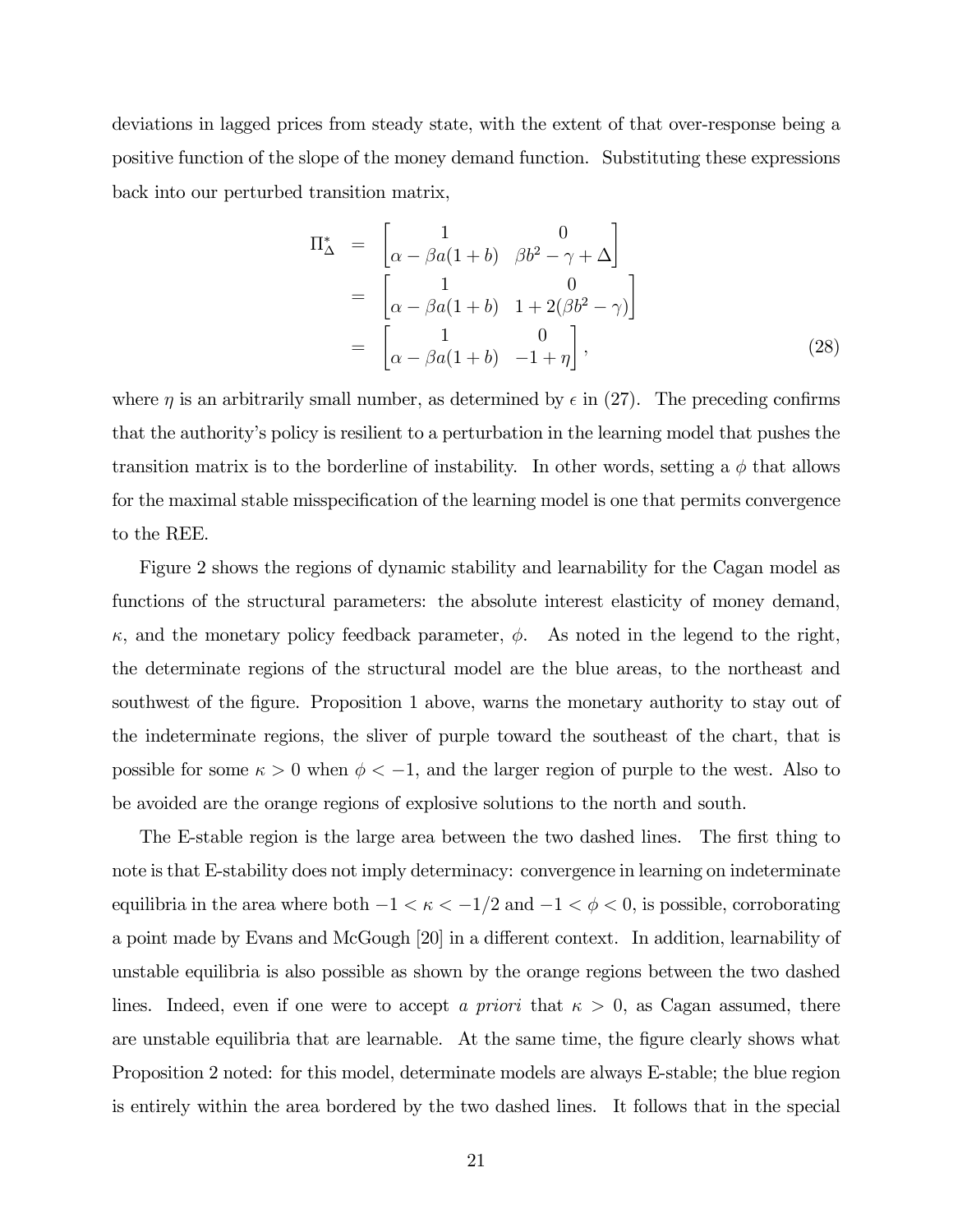deviations in lagged prices from steady state, with the extent of that over-response being a positive function of the slope of the money demand function. Substituting these expressions back into our perturbed transition matrix,

$$
\begin{aligned}
\Pi_{\Delta}^{*} &= \begin{bmatrix} 1 & 0 \\ \alpha - \beta a(1+b) & \beta b^2 - \gamma + \Delta \end{bmatrix} \\
&= \begin{bmatrix} 1 & 0 \\ \alpha - \beta a(1+b) & 1 + 2(\beta b^2 - \gamma) \end{bmatrix} \\
&= \begin{bmatrix} 1 & 0 \\ \alpha - \beta a(1+b) & -1 + \eta \end{bmatrix}, \qquad (28)
\end{aligned}
$$

where $\eta$ is an arbitrarily small number, as determined by $\epsilon$ in (27). The preceding confirms that the authority's policy is resilient to a perturbation in the learning model that pushes the transition matrix is to the borderline of instability. In other words, setting a $\phi$ that allows for the maximal stable misspecification of the learning model is one that permits convergence to the REE.

Figure 2 shows the regions of dynamic stability and learnability for the Cagan model as functions of the structural parameters: the absolute interest elasticity of money demand, $\kappa$, and the monetary policy feedback parameter, $\phi$. As noted in the legend to the right, the determinate regions of the structural model are the blue areas, to the northeast and southwest of the figure. Proposition 1 above, warns the monetary authority to stay out of the indeterminate regions, the sliver of purple toward the southeast of the chart, that is possible for some $\kappa > 0$ when $\phi < -1$, and the larger region of purple to the west. Also to be avoided are the orange regions of explosive solutions to the north and south.

The E-stable region is the large area between the two dashed lines. The first thing to note is that E-stability does not imply determinacy: convergence in learning on indeterminate equilibria in the area where both $-1 < \kappa < -1/2$ and $-1 < \phi < 0$, is possible, corroborating a point made by Evans and McGough [20] in a different context. In addition, learnability of unstable equilibria is also possible as shown by the orange regions between the two dashed lines. Indeed, even if one were to accept *a priori* that $\kappa > 0$, as Cagan assumed, there are unstable equilibria that are learnable. At the same time, the figure clearly shows what Proposition 2 noted: for this model, determinate models are always E-stable; the blue region is entirely within the area bordered by the two dashed lines. It follows that in the special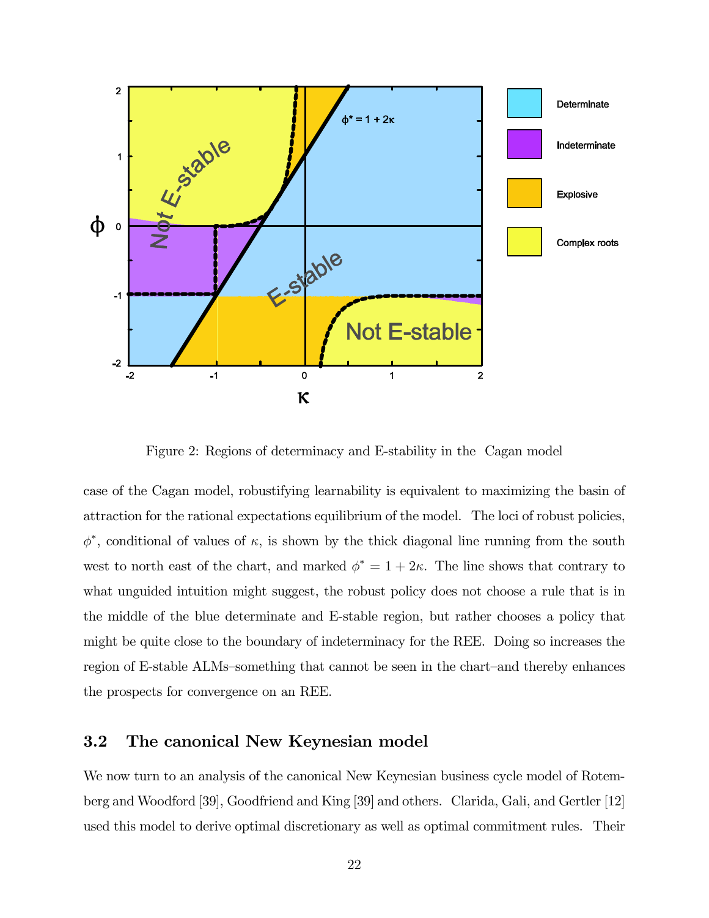Figure 2: Regions of determinacy and E-stability in the Cagan model

case of the Cagan model, robustifying learnability is equivalent to maximizing the basin of attraction for the rational expectations equilibrium of the model. The loci of robust policies, $\phi^*$, conditional of values of $\kappa$, is shown by the thick diagonal line running from the south west to north east of the chart, and marked $\phi^* = 1 + 2\kappa$. The line shows that contrary to what unguided intuition might suggest, the robust policy does not choose a rule that is in the middle of the blue determinate and E-stable region, but rather chooses a policy that might be quite close to the boundary of indeterminacy for the REE. Doing so increases the region of E-stable ALMs–something that cannot be seen in the chart–and thereby enhances the prospects for convergence on an REE.

### 3.2 The canonical New Keynesian model

We now turn to an analysis of the canonical New Keynesian business cycle model of Rotemberg and Woodford [39], Goodfriend and King [39] and others. Clarida, Gali, and Gertler [12] used this model to derive optimal discretionary as well as optimal commitment rules. Their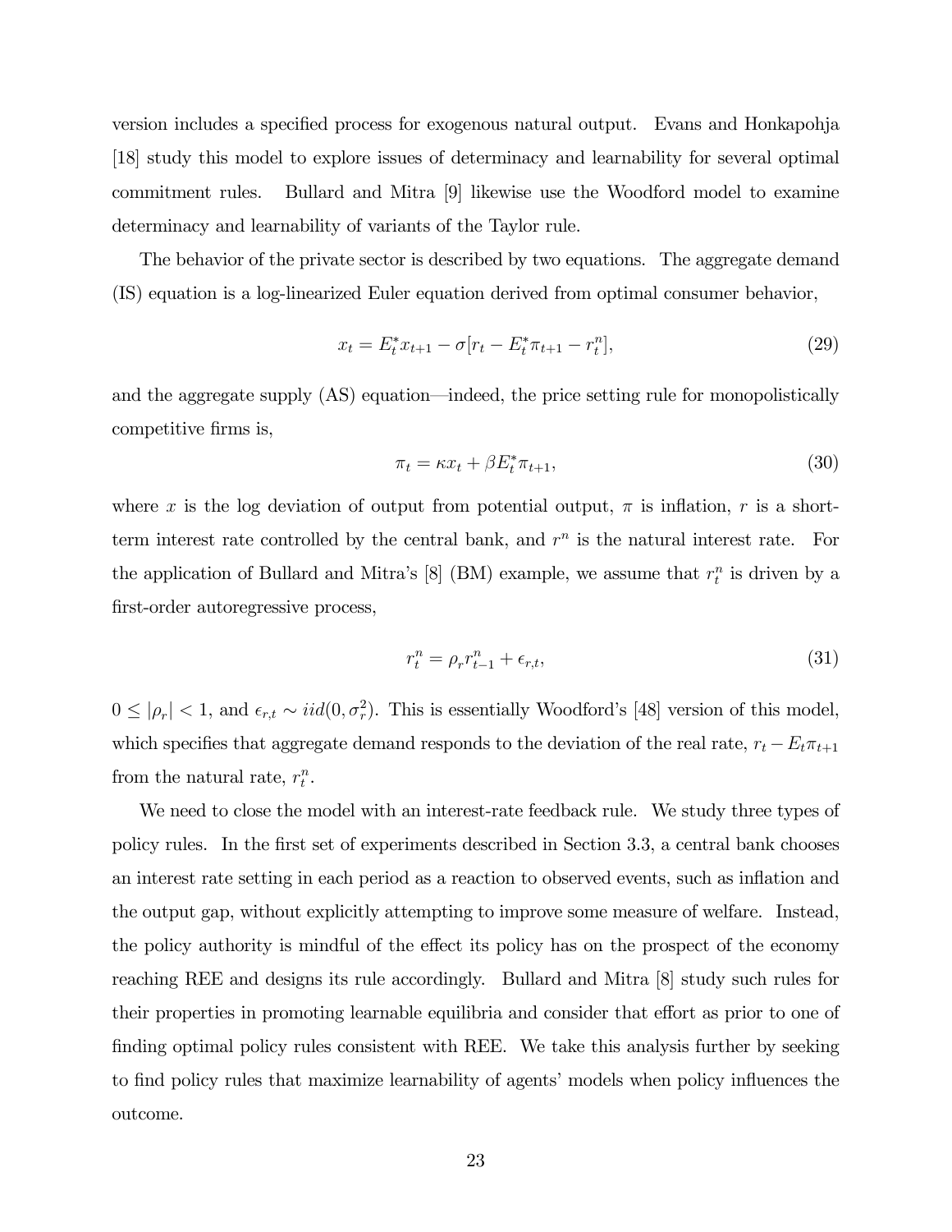version includes a specified process for exogenous natural output. Evans and Honkapohja [18] study this model to explore issues of determinacy and learnability for several optimal commitment rules. Bullard and Mitra [9] likewise use the Woodford model to examine determinacy and learnability of variants of the Taylor rule.

The behavior of the private sector is described by two equations. The aggregate demand (IS) equation is a log-linearized Euler equation derived from optimal consumer behavior,

$$x_t = E_t^* x_{t+1} - \sigma[r_t - E_t^* \pi_{t+1} - r_t^n], \tag{29}$$

and the aggregate supply (AS) equation—indeed, the price setting rule for monopolistically competitive firms is,

$$\pi_t = \kappa x_t + \beta E_t^* \pi_{t+1}, \tag{30}$$

where $x$ is the log deviation of output from potential output, $\pi$ is inflation, $r$ is a short-term interest rate controlled by the central bank, and $r^n$ is the natural interest rate. For the application of Bullard and Mitra's [8] (BM) example, we assume that $r_t^n$ is driven by a first-order autoregressive process,

$$r_t^n = \rho_r r_{t-1}^n + \epsilon_{r,t}, \tag{31}$$

$0 \leq |\rho_r| < 1$, and $\epsilon_{r,t} \sim iid(0, \sigma_r^2)$. This is essentially Woodford's [48] version of this model, which specifies that aggregate demand responds to the deviation of the real rate, $r_t - E_t \pi_{t+1}$ from the natural rate, $r_t^n$.

We need to close the model with an interest-rate feedback rule. We study three types of policy rules. In the first set of experiments described in Section 3.3, a central bank chooses an interest rate setting in each period as a reaction to observed events, such as inflation and the output gap, without explicitly attempting to improve some measure of welfare. Instead, the policy authority is mindful of the effect its policy has on the prospect of the economy reaching REE and designs its rule accordingly. Bullard and Mitra [8] study such rules for their properties in promoting learnable equilibria and consider that effort as prior to one of finding optimal policy rules consistent with REE. We take this analysis further by seeking to find policy rules that maximize learnability of agents' models when policy influences the outcome.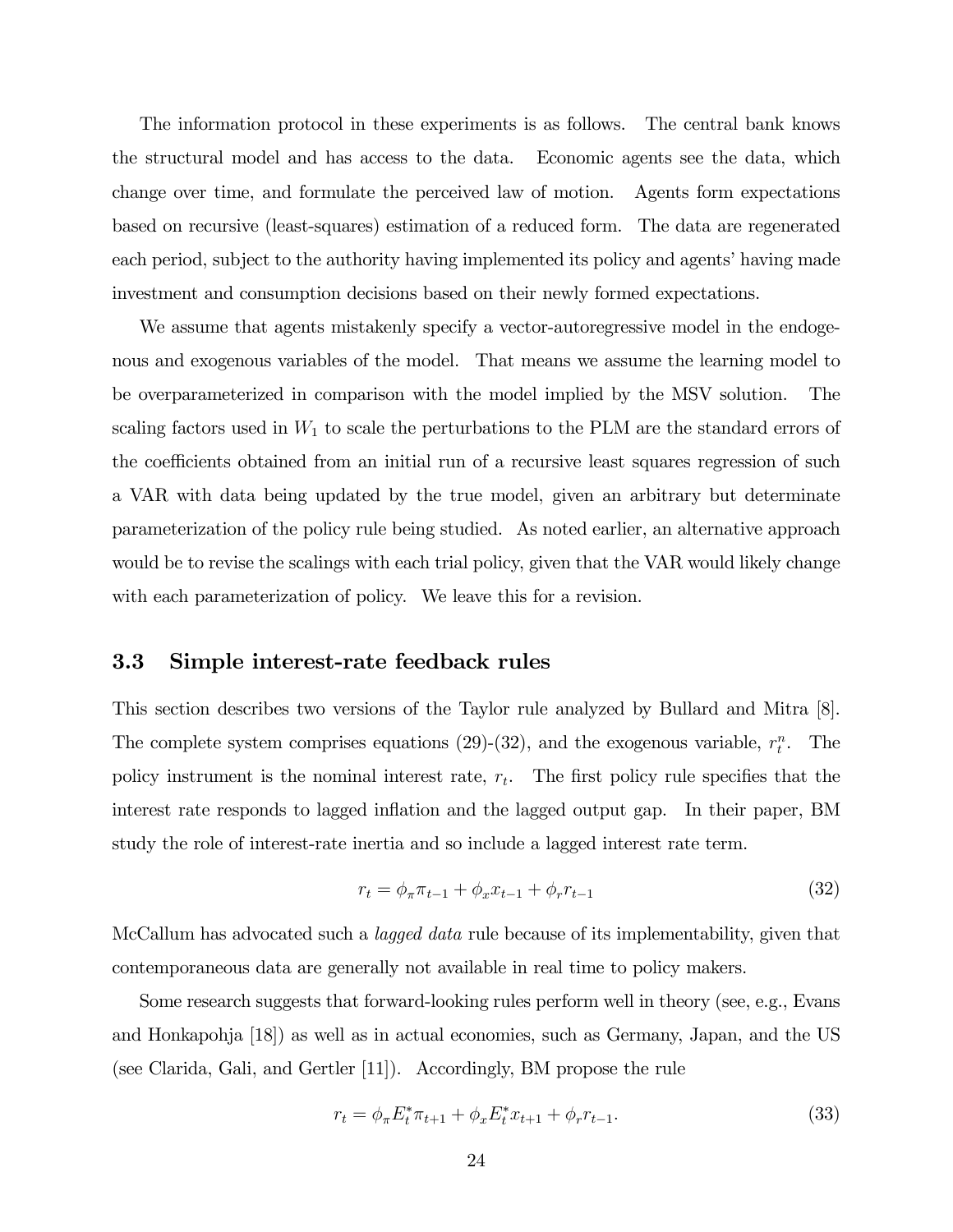The information protocol in these experiments is as follows. The central bank knows the structural model and has access to the data. Economic agents see the data, which change over time, and formulate the perceived law of motion. Agents form expectations based on recursive (least-squares) estimation of a reduced form. The data are regenerated each period, subject to the authority having implemented its policy and agents' having made investment and consumption decisions based on their newly formed expectations.

We assume that agents mistakenly specify a vector-autoregressive model in the endogenous and exogenous variables of the model. That means we assume the learning model to be overparameterized in comparison with the model implied by the MSV solution. The scaling factors used in $W_1$ to scale the perturbations to the PLM are the standard errors of the coefficients obtained from an initial run of a recursive least squares regression of such a VAR with data being updated by the true model, given an arbitrary but determinate parameterization of the policy rule being studied. As noted earlier, an alternative approach would be to revise the scalings with each trial policy, given that the VAR would likely change with each parameterization of policy. We leave this for a revision.

### 3.3 Simple interest-rate feedback rules

This section describes two versions of the Taylor rule analyzed by Bullard and Mitra [8]. The complete system comprises equations (29)-(32), and the exogenous variable, $r_t^n$. The policy instrument is the nominal interest rate, $r_t$. The first policy rule specifies that the interest rate responds to lagged inflation and the lagged output gap. In their paper, BM study the role of interest-rate inertia and so include a lagged interest rate term.

$$r_t = \phi_\pi \pi_{t-1} + \phi_x x_{t-1} + \phi_r r_{t-1} \tag{32}$$

McCallum has advocated such a *lagged data* rule because of its implementability, given that contemporaneous data are generally not available in real time to policy makers.

Some research suggests that forward-looking rules perform well in theory (see, e.g., Evans and Honkapohja [18]) as well as in actual economies, such as Germany, Japan, and the US (see Clarida, Gali, and Gertler [11]). Accordingly, BM propose the rule

$$r_t = \phi_\pi E_t^* \pi_{t+1} + \phi_x E_t^* x_{t+1} + \phi_r r_{t-1}. \tag{33}$$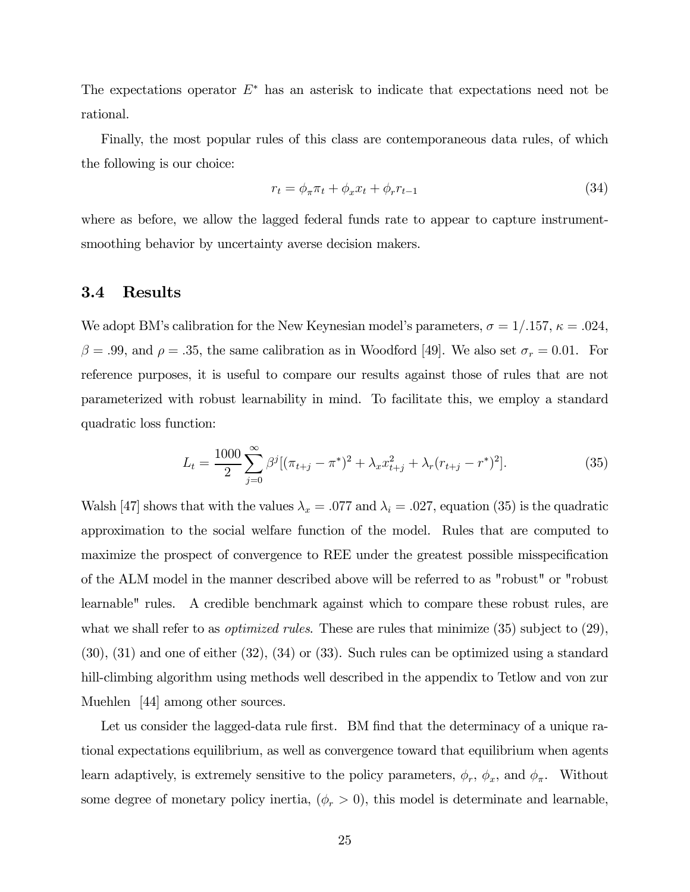The expectations operator $E^*$ has an asterisk to indicate that expectations need not be rational.

Finally, the most popular rules of this class are contemporaneous data rules, of which the following is our choice:

$$r_t = \phi_\pi \pi_t + \phi_x x_t + \phi_r r_{t-1} \tag{34}$$

where as before, we allow the lagged federal funds rate to appear to capture instrument-smoothing behavior by uncertainty averse decision makers.

### 3.4 Results

We adopt BM's calibration for the New Keynesian model's parameters, $\sigma = 1/.157$, $\kappa = .024$, $\beta = .99$, and $\rho = .35$, the same calibration as in Woodford [49]. We also set $\sigma_r = 0.01$. For reference purposes, it is useful to compare our results against those of rules that are not parameterized with robust learnability in mind. To facilitate this, we employ a standard quadratic loss function:

$$L_t = \frac{1000}{2} \sum_{j=0}^{\infty} \beta^j [(\pi_{t+j} - \pi^*)^2 + \lambda_x x_{t+j}^2 + \lambda_r (r_{t+j} - r^*)^2]. \tag{35}$$

Walsh [47] shows that with the values $\lambda_x = .077$ and $\lambda_i = .027$, equation (35) is the quadratic approximation to the social welfare function of the model. Rules that are computed to maximize the prospect of convergence to REE under the greatest possible misspecification of the ALM model in the manner described above will be referred to as "robust" or "robust learnable" rules. A credible benchmark against which to compare these robust rules, are what we shall refer to as *optimized rules*. These are rules that minimize (35) subject to (29), (30), (31) and one of either (32), (34) or (33). Such rules can be optimized using a standard hill-climbing algorithm using methods well described in the appendix to Tetlow and von zur Muehlen [44] among other sources.

Let us consider the lagged-data rule first. BM find that the determinacy of a unique rational expectations equilibrium, as well as convergence toward that equilibrium when agents learn adaptively, is extremely sensitive to the policy parameters, $\phi_r$, $\phi_x$, and $\phi_\pi$. Without some degree of monetary policy inertia, ($\phi_r > 0$), this model is determinate and learnable,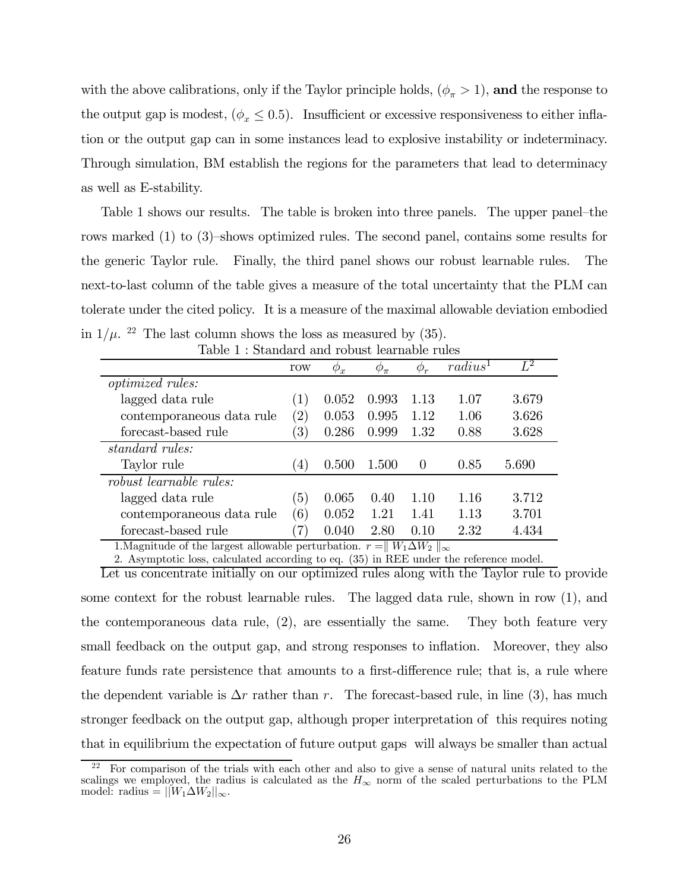with the above calibrations, only if the Taylor principle holds, ($\phi_\pi > 1$), **and** the response to the output gap is modest, ($\phi_x \leq 0.5$). Insufficient or excessive responsiveness to either inflation or the output gap can in some instances lead to explosive instability or indeterminacy. Through simulation, BM establish the regions for the parameters that lead to determinacy as well as E-stability.

Table 1 shows our results. The table is broken into three panels. The upper panel–the rows marked (1) to (3)–shows optimized rules. The second panel, contains some results for the generic Taylor rule. Finally, the third panel shows our robust learnable rules. The next-to-last column of the table gives a measure of the total uncertainty that the PLM can tolerate under the cited policy. It is a measure of the maximal allowable deviation embodied in $1/\mu$. [22] The last column shows the loss as measured by (35).

Table 1 : Standard and robust learnable rules

| | row | $\phi_x$ | $\phi_\pi$ | $\phi_r$ | $radius^1$ | $L^2$ |
|---|---|---|---|---|---|---|
| *optimized rules:* | | | | | | |
| lagged data rule | (1) | 0.052 | 0.993 | 1.13 | 1.07 | 3.679 |
| contemporaneous data rule | (2) | 0.053 | 0.995 | 1.12 | 1.06 | 3.626 |
| forecast-based rule | (3) | 0.286 | 0.999 | 1.32 | 0.88 | 3.628 |
| *standard rules:* | | | | | | |
| Taylor rule | (4) | 0.500 | 1.500 | 0 | 0.85 | 5.690 |
| *robust learnable rules:* | | | | | | |
| lagged data rule | (5) | 0.065 | 0.40 | 1.10 | 1.16 | 3.712 |
| contemporaneous data rule | (6) | 0.052 | 1.21 | 1.41 | 1.13 | 3.701 |
| forecast-based rule | (7) | 0.040 | 2.80 | 0.10 | 2.32 | 4.434 |

1.Magnitude of the largest allowable perturbation. $r = \| W_1 \Delta W_2 \|_\infty$

2. Asymptotic loss, calculated according to eq. (35) in REE under the reference model.

Let us concentrate initially on our optimized rules along with the Taylor rule to provide some context for the robust learnable rules. The lagged data rule, shown in row (1), and the contemporaneous data rule, (2), are essentially the same. They both feature very small feedback on the output gap, and strong responses to inflation. Moreover, they also feature funds rate persistence that amounts to a first-difference rule; that is, a rule where the dependent variable is $\Delta r$ rather than $r$. The forecast-based rule, in line (3), has much stronger feedback on the output gap, although proper interpretation of this requires noting that in equilibrium the expectation of future output gaps will always be smaller than actual

[22] For comparison of the trials with each other and also to give a sense of natural units related to the scalings we employed, the radius is calculated as the $H_\infty$ norm of the scaled perturbations to the PLM model: radius $= ||W_1 \Delta W_2||_\infty$.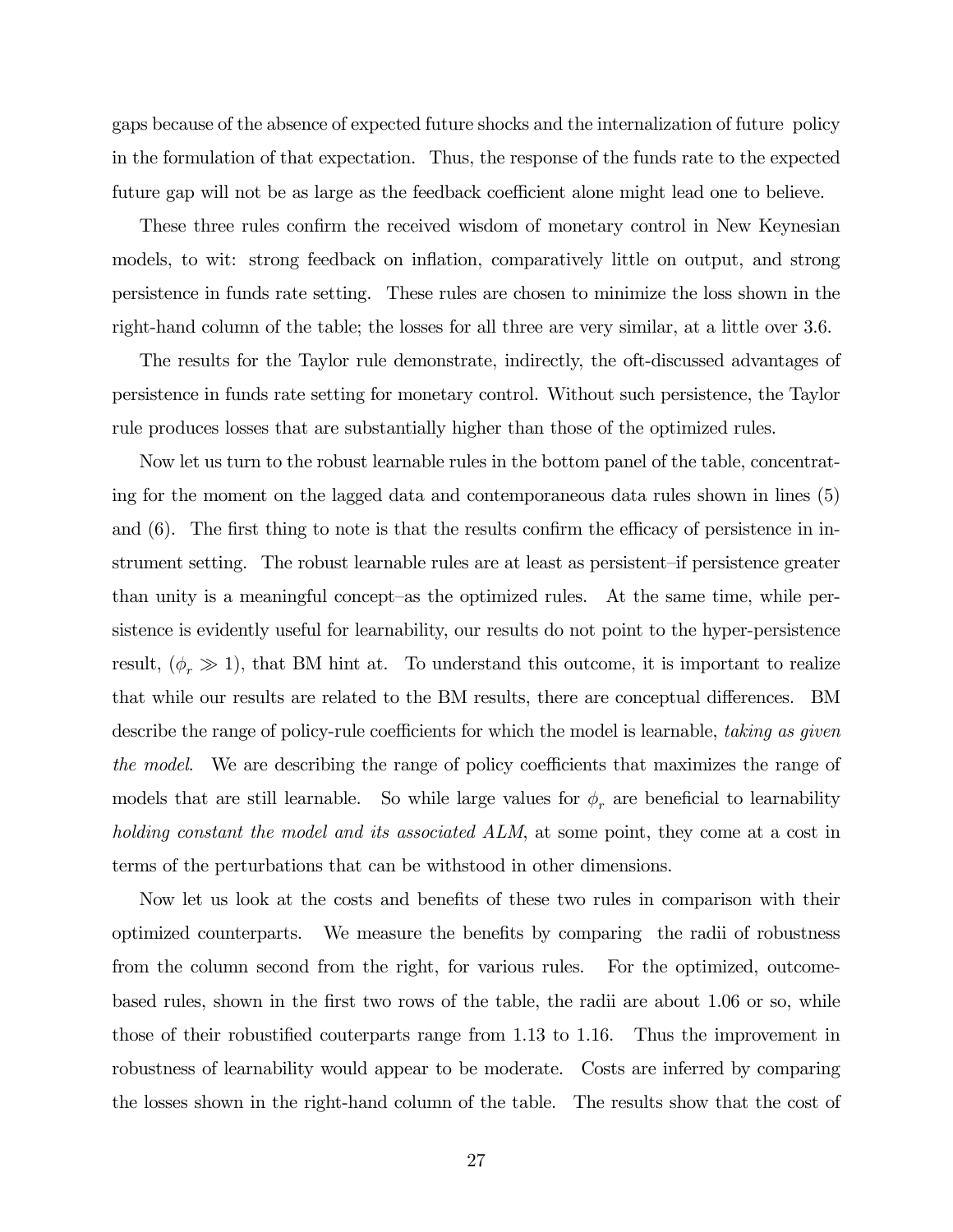gaps because of the absence of expected future shocks and the internalization of future policy in the formulation of that expectation. Thus, the response of the funds rate to the expected future gap will not be as large as the feedback coefficient alone might lead one to believe.

These three rules confirm the received wisdom of monetary control in New Keynesian models, to wit: strong feedback on inflation, comparatively little on output, and strong persistence in funds rate setting. These rules are chosen to minimize the loss shown in the right-hand column of the table; the losses for all three are very similar, at a little over 3.6.

The results for the Taylor rule demonstrate, indirectly, the oft-discussed advantages of persistence in funds rate setting for monetary control. Without such persistence, the Taylor rule produces losses that are substantially higher than those of the optimized rules.

Now let us turn to the robust learnable rules in the bottom panel of the table, concentrating for the moment on the lagged data and contemporaneous data rules shown in lines (5) and (6). The first thing to note is that the results confirm the efficacy of persistence in instrument setting. The robust learnable rules are at least as persistent–if persistence greater than unity is a meaningful concept–as the optimized rules. At the same time, while persistence is evidently useful for learnability, our results do not point to the hyper-persistence result, ($\phi_r \gg 1$), that BM hint at. To understand this outcome, it is important to realize that while our results are related to the BM results, there are conceptual differences. BM describe the range of policy-rule coefficients for which the model is learnable, *taking as given the model*. We are describing the range of policy coefficients that maximizes the range of models that are still learnable. So while large values for $\phi_r$ are beneficial to learnability *holding constant the model and its associated ALM*, at some point, they come at a cost in terms of the perturbations that can be withstood in other dimensions.

Now let us look at the costs and benefits of these two rules in comparison with their optimized counterparts. We measure the benefits by comparing the radii of robustness from the column second from the right, for various rules. For the optimized, outcome-based rules, shown in the first two rows of the table, the radii are about 1.06 or so, while those of their robustified couterparts range from 1.13 to 1.16. Thus the improvement in robustness of learnability would appear to be moderate. Costs are inferred by comparing the losses shown in the right-hand column of the table. The results show that the cost of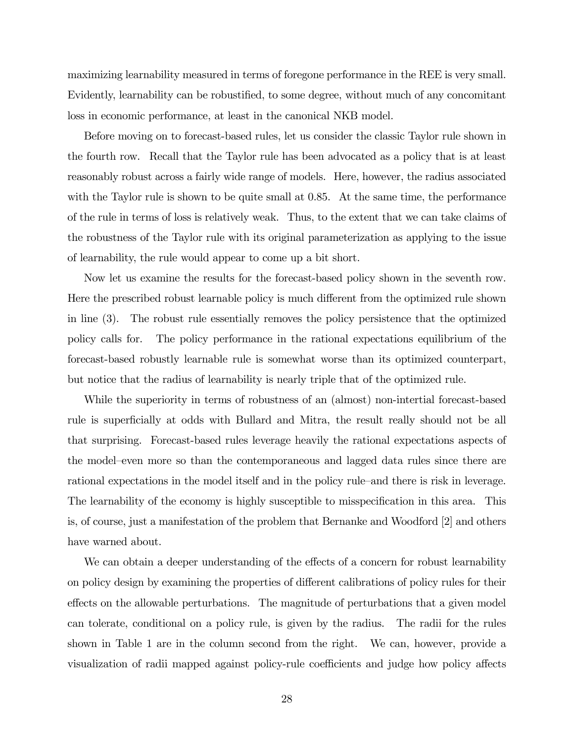maximizing learnability measured in terms of foregone performance in the REE is very small. Evidently, learnability can be robustified, to some degree, without much of any concomitant loss in economic performance, at least in the canonical NKB model.

Before moving on to forecast-based rules, let us consider the classic Taylor rule shown in the fourth row. Recall that the Taylor rule has been advocated as a policy that is at least reasonably robust across a fairly wide range of models. Here, however, the radius associated with the Taylor rule is shown to be quite small at 0.85. At the same time, the performance of the rule in terms of loss is relatively weak. Thus, to the extent that we can take claims of the robustness of the Taylor rule with its original parameterization as applying to the issue of learnability, the rule would appear to come up a bit short.

Now let us examine the results for the forecast-based policy shown in the seventh row. Here the prescribed robust learnable policy is much different from the optimized rule shown in line (3). The robust rule essentially removes the policy persistence that the optimized policy calls for. The policy performance in the rational expectations equilibrium of the forecast-based robustly learnable rule is somewhat worse than its optimized counterpart, but notice that the radius of learnability is nearly triple that of the optimized rule.

While the superiority in terms of robustness of an (almost) non-intertial forecast-based rule is superficially at odds with Bullard and Mitra, the result really should not be all that surprising. Forecast-based rules leverage heavily the rational expectations aspects of the model–even more so than the contemporaneous and lagged data rules since there are rational expectations in the model itself and in the policy rule–and there is risk in leverage. The learnability of the economy is highly susceptible to misspecification in this area. This is, of course, just a manifestation of the problem that Bernanke and Woodford [2] and others have warned about.

We can obtain a deeper understanding of the effects of a concern for robust learnability on policy design by examining the properties of different calibrations of policy rules for their effects on the allowable perturbations. The magnitude of perturbations that a given model can tolerate, conditional on a policy rule, is given by the radius. The radii for the rules shown in Table 1 are in the column second from the right. We can, however, provide a visualization of radii mapped against policy-rule coefficients and judge how policy affects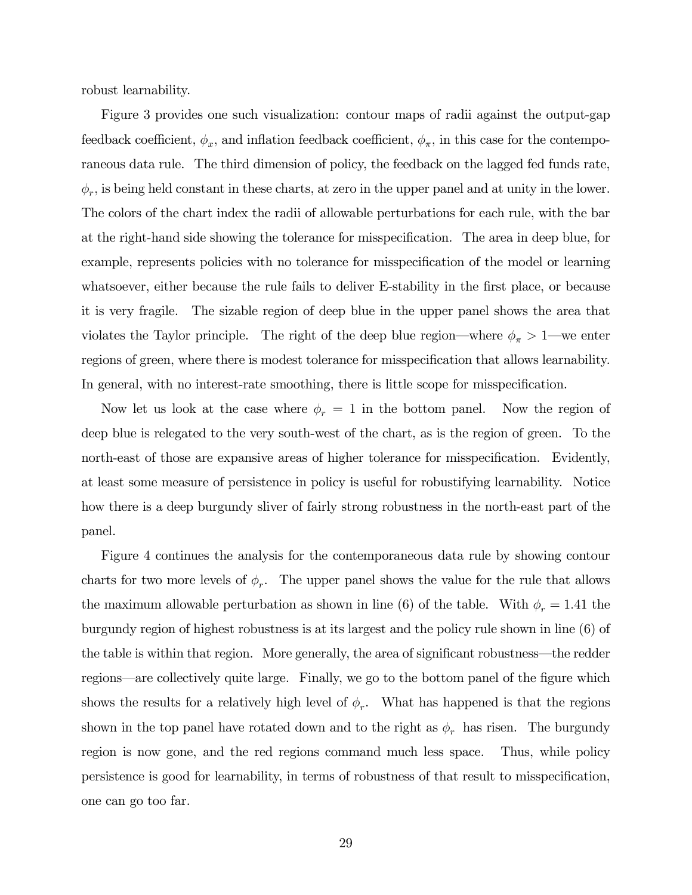robust learnability.

Figure 3 provides one such visualization: contour maps of radii against the output-gap feedback coefficient, $\phi_x$, and inflation feedback coefficient, $\phi_\pi$, in this case for the contemporaneous data rule. The third dimension of policy, the feedback on the lagged fed funds rate, $\phi_r$, is being held constant in these charts, at zero in the upper panel and at unity in the lower. The colors of the chart index the radii of allowable perturbations for each rule, with the bar at the right-hand side showing the tolerance for misspecification. The area in deep blue, for example, represents policies with no tolerance for misspecification of the model or learning whatsoever, either because the rule fails to deliver E-stability in the first place, or because it is very fragile. The sizable region of deep blue in the upper panel shows the area that violates the Taylor principle. The right of the deep blue region—where $\phi_\pi > 1$—we enter regions of green, where there is modest tolerance for misspecification that allows learnability. In general, with no interest-rate smoothing, there is little scope for misspecification.

Now let us look at the case where $\phi_r = 1$ in the bottom panel. Now the region of deep blue is relegated to the very south-west of the chart, as is the region of green. To the north-east of those are expansive areas of higher tolerance for misspecification. Evidently, at least some measure of persistence in policy is useful for robustifying learnability. Notice how there is a deep burgundy sliver of fairly strong robustness in the north-east part of the panel.

Figure 4 continues the analysis for the contemporaneous data rule by showing contour charts for two more levels of $\phi_r$. The upper panel shows the value for the rule that allows the maximum allowable perturbation as shown in line (6) of the table. With $\phi_r = 1.41$ the burgundy region of highest robustness is at its largest and the policy rule shown in line (6) of the table is within that region. More generally, the area of significant robustness—the redder regions—are collectively quite large. Finally, we go to the bottom panel of the figure which shows the results for a relatively high level of $\phi_r$. What has happened is that the regions shown in the top panel have rotated down and to the right as $\phi_r$ has risen. The burgundy region is now gone, and the red regions command much less space. Thus, while policy persistence is good for learnability, in terms of robustness of that result to misspecification, one can go too far.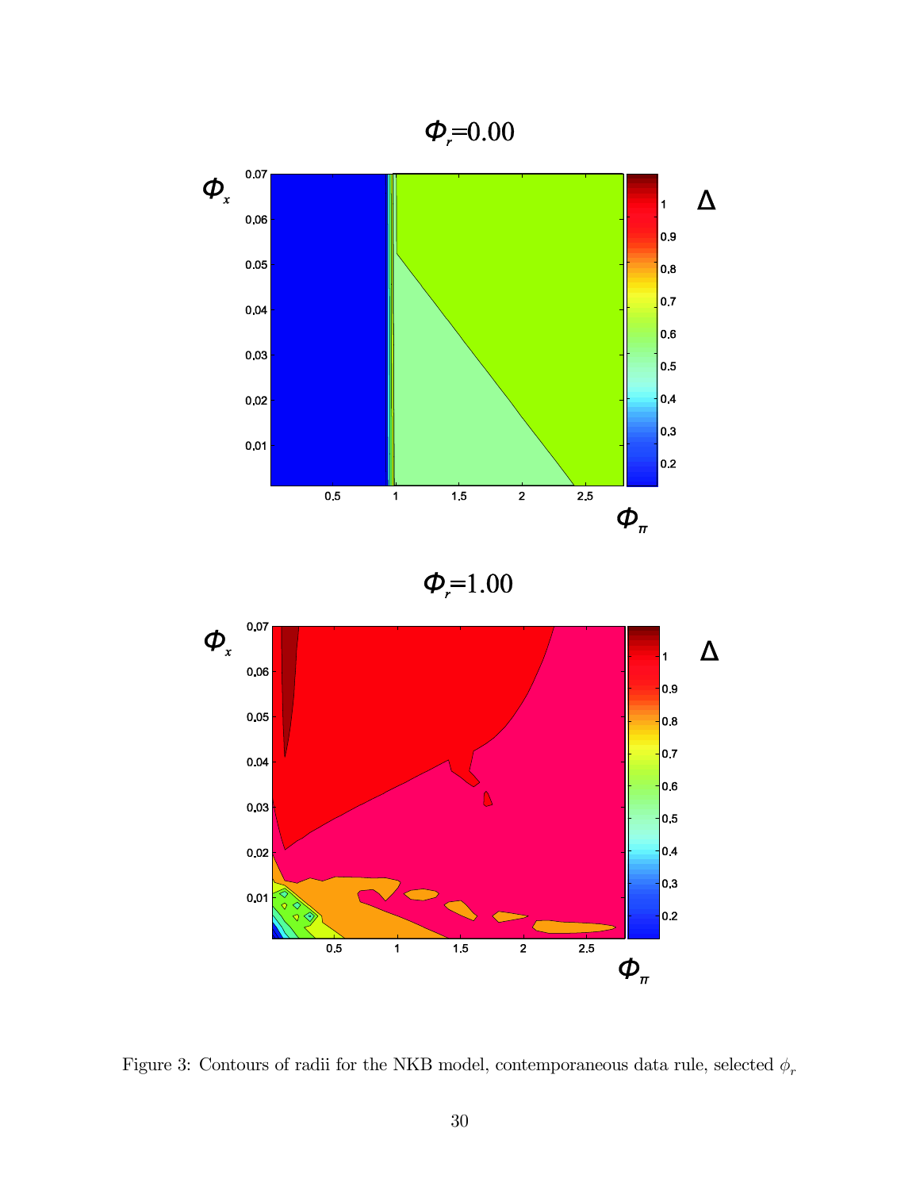Figure 3: Contours of radii for the NKB model, contemporaneous data rule, selected $\phi_r$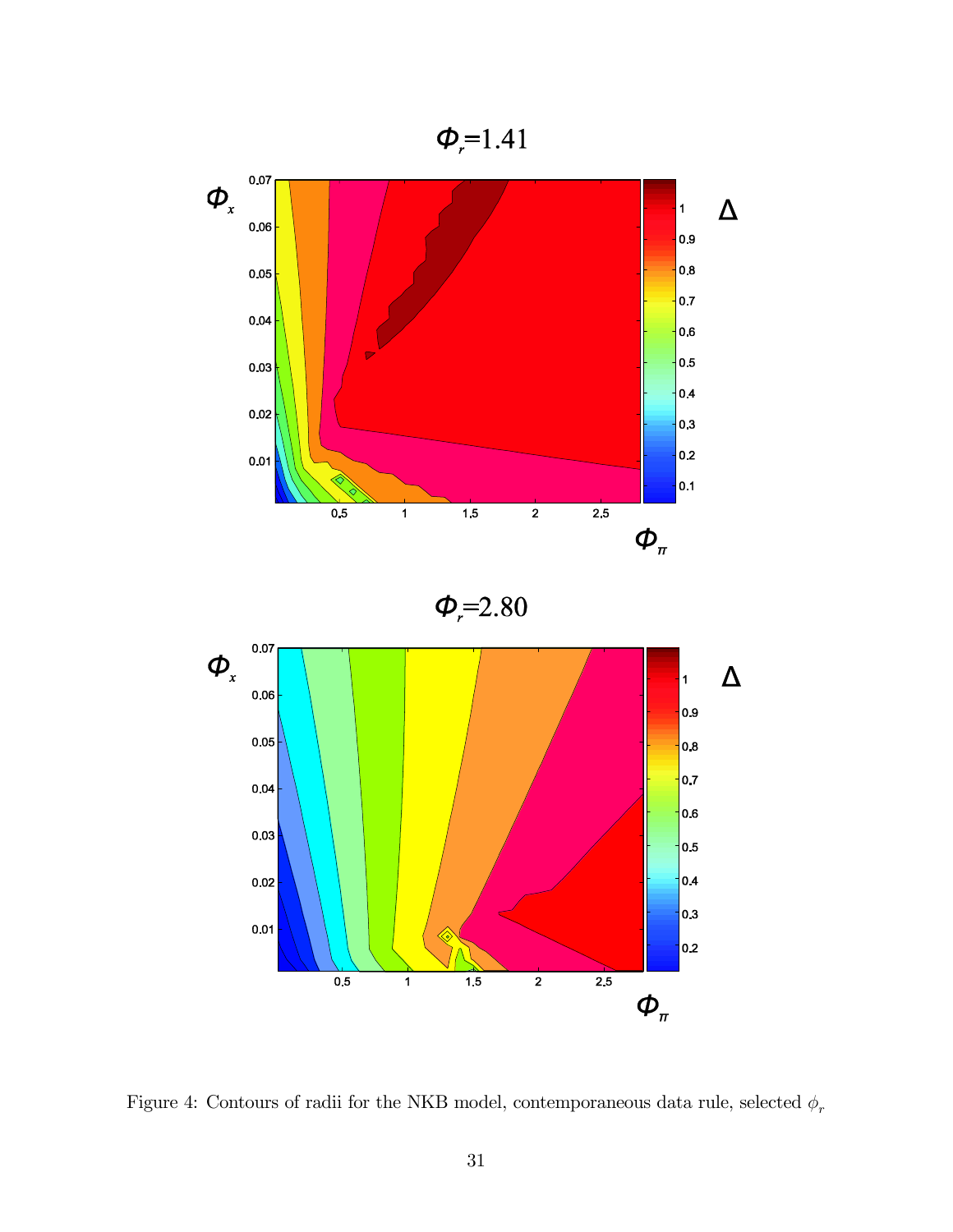Figure 4: Contours of radii for the NKB model, contemporaneous data rule, selected $\phi_r$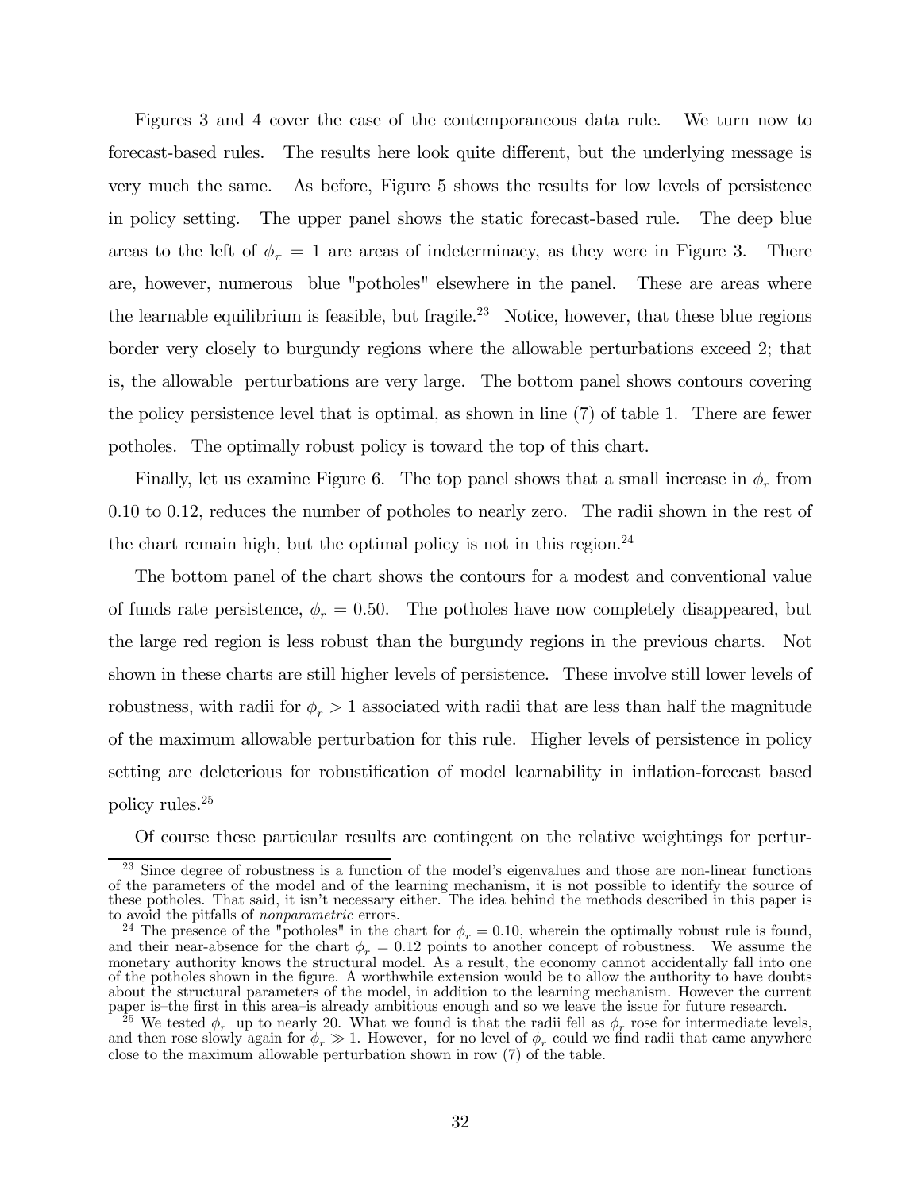Figures 3 and 4 cover the case of the contemporaneous data rule. We turn now to forecast-based rules. The results here look quite different, but the underlying message is very much the same. As before, Figure 5 shows the results for low levels of persistence in policy setting. The upper panel shows the static forecast-based rule. The deep blue areas to the left of $\phi_\pi = 1$ are areas of indeterminacy, as they were in Figure 3. There are, however, numerous blue "potholes" elsewhere in the panel. These are areas where the learnable equilibrium is feasible, but fragile.[23] Notice, however, that these blue regions border very closely to burgundy regions where the allowable perturbations exceed 2; that is, the allowable perturbations are very large. The bottom panel shows contours covering the policy persistence level that is optimal, as shown in line (7) of table 1. There are fewer potholes. The optimally robust policy is toward the top of this chart.

Finally, let us examine Figure 6. The top panel shows that a small increase in $\phi_r$ from 0.10 to 0.12, reduces the number of potholes to nearly zero. The radii shown in the rest of the chart remain high, but the optimal policy is not in this region.[24]

The bottom panel of the chart shows the contours for a modest and conventional value of funds rate persistence, $\phi_r = 0.50$. The potholes have now completely disappeared, but the large red region is less robust than the burgundy regions in the previous charts. Not shown in these charts are still higher levels of persistence. These involve still lower levels of robustness, with radii for $\phi_r > 1$ associated with radii that are less than half the magnitude of the maximum allowable perturbation for this rule. Higher levels of persistence in policy setting are deleterious for robustification of model learnability in inflation-forecast based policy rules.[25]

Of course these particular results are contingent on the relative weightings for pertur-

---

[23] Since degree of robustness is a function of the model's eigenvalues and those are non-linear functions of the parameters of the model and of the learning mechanism, it is not possible to identify the source of these potholes. That said, it isn't necessary either. The idea behind the methods described in this paper is to avoid the pitfalls of *nonparametric* errors.

[24] The presence of the "potholes" in the chart for $\phi_r = 0.10$, wherein the optimally robust rule is found, and their near-absence for the chart $\phi_r = 0.12$ points to another concept of robustness. We assume the monetary authority knows the structural model. As a result, the economy cannot accidentally fall into one of the potholes shown in the figure. A worthwhile extension would be to allow the authority to have doubts about the structural parameters of the model, in addition to the learning mechanism. However the current paper is–the first in this area–is already ambitious enough and so we leave the issue for future research.

[25] We tested $\phi_r$ up to nearly 20. What we found is that the radii fell as $\phi_r$ rose for intermediate levels, and then rose slowly again for $\phi_r \gg 1$. However, for no level of $\phi_r$ could we find radii that came anywhere close to the maximum allowable perturbation shown in row (7) of the table.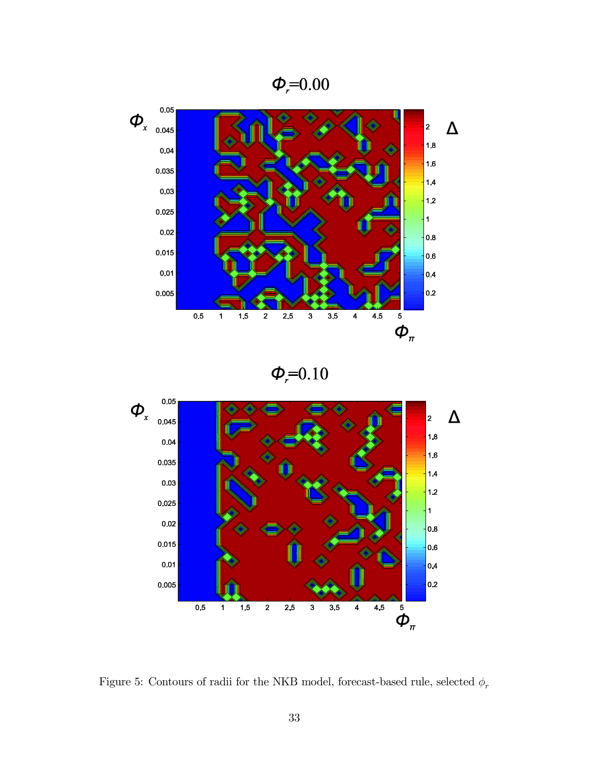Figure 5: Contours of radii for the NKB model, forecast-based rule, selected $\phi_r$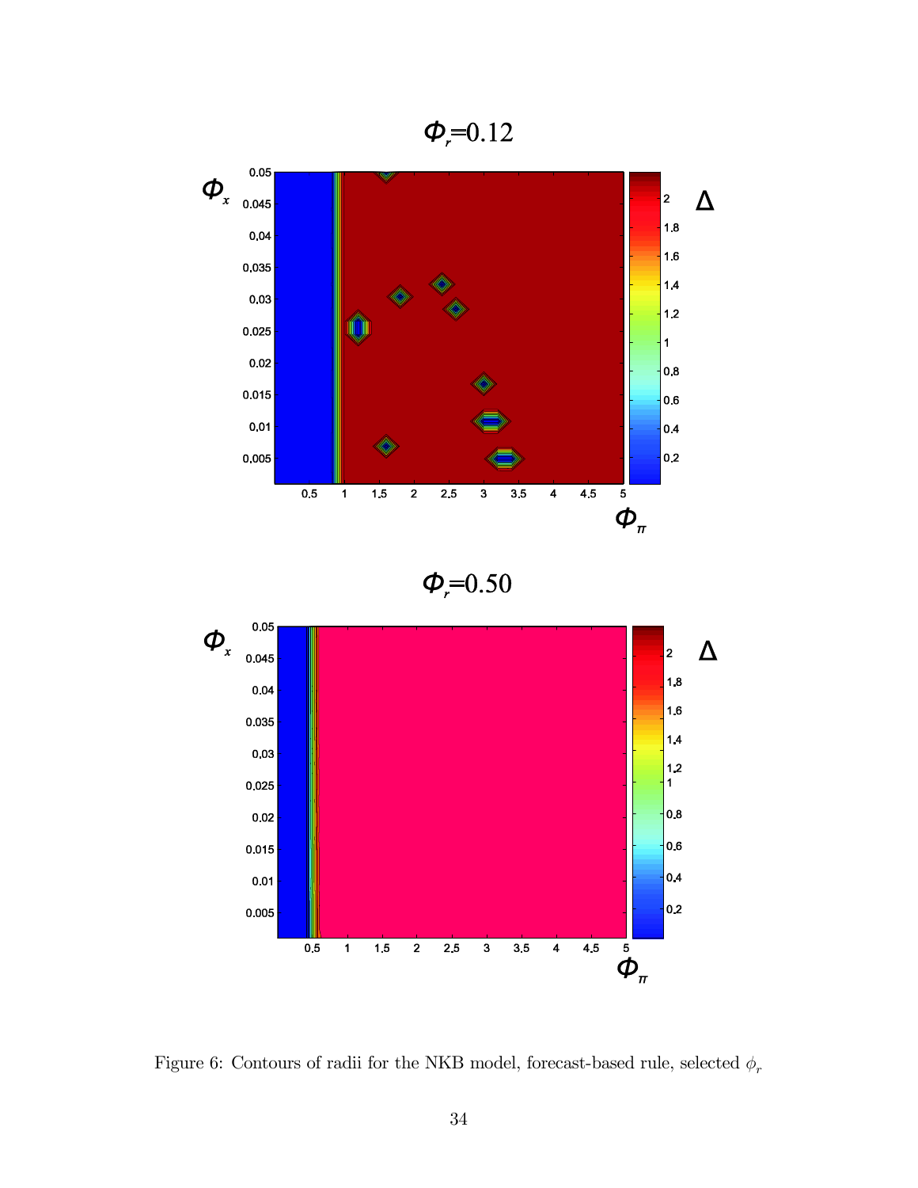Figure 6: Contours of radii for the NKB model, forecast-based rule, selected $\phi_r$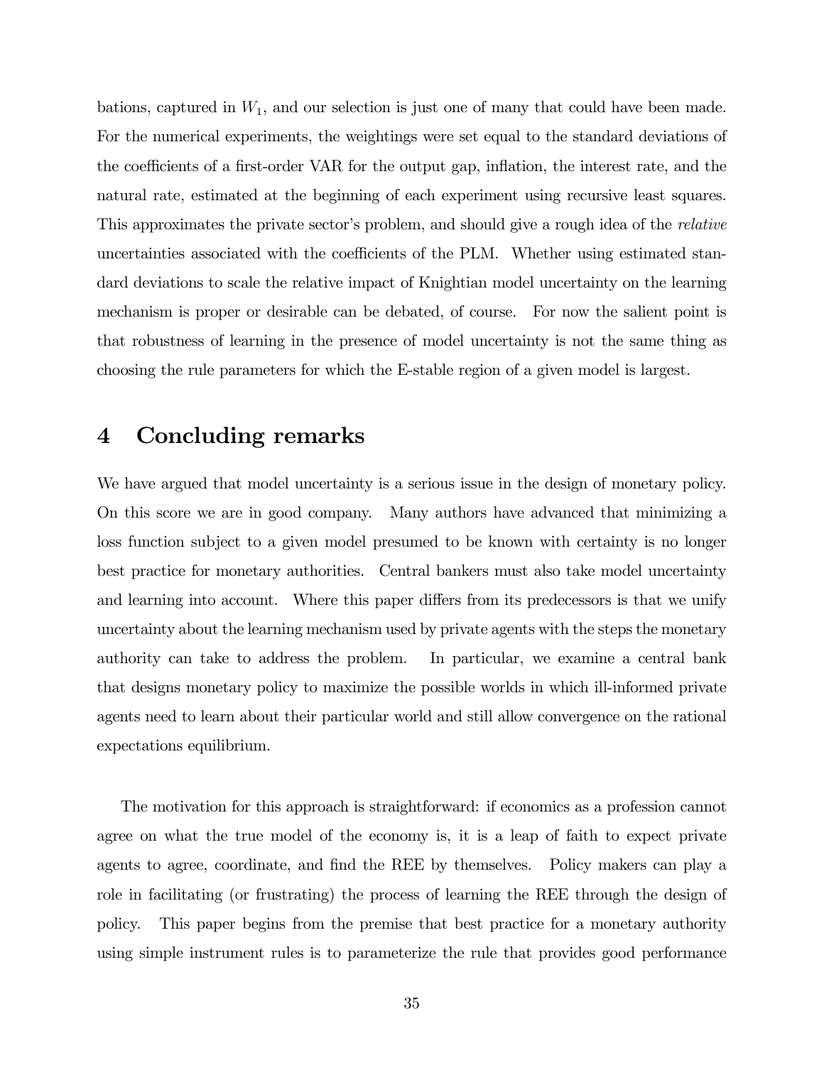bations, captured in $W_1$, and our selection is just one of many that could have been made. For the numerical experiments, the weightings were set equal to the standard deviations of the coefficients of a first-order VAR for the output gap, inflation, the interest rate, and the natural rate, estimated at the beginning of each experiment using recursive least squares. This approximates the private sector's problem, and should give a rough idea of the *relative* uncertainties associated with the coefficients of the PLM. Whether using estimated standard deviations to scale the relative impact of Knightian model uncertainty on the learning mechanism is proper or desirable can be debated, of course. For now the salient point is that robustness of learning in the presence of model uncertainty is not the same thing as choosing the rule parameters for which the E-stable region of a given model is largest.

# 4 Concluding remarks

We have argued that model uncertainty is a serious issue in the design of monetary policy. On this score we are in good company. Many authors have advanced that minimizing a loss function subject to a given model presumed to be known with certainty is no longer best practice for monetary authorities. Central bankers must also take model uncertainty and learning into account. Where this paper differs from its predecessors is that we unify uncertainty about the learning mechanism used by private agents with the steps the monetary authority can take to address the problem. In particular, we examine a central bank that designs monetary policy to maximize the possible worlds in which ill-informed private agents need to learn about their particular world and still allow convergence on the rational expectations equilibrium.

The motivation for this approach is straightforward: if economics as a profession cannot agree on what the true model of the economy is, it is a leap of faith to expect private agents to agree, coordinate, and find the REE by themselves. Policy makers can play a role in facilitating (or frustrating) the process of learning the REE through the design of policy. This paper begins from the premise that best practice for a monetary authority using simple instrument rules is to parameterize the rule that provides good performance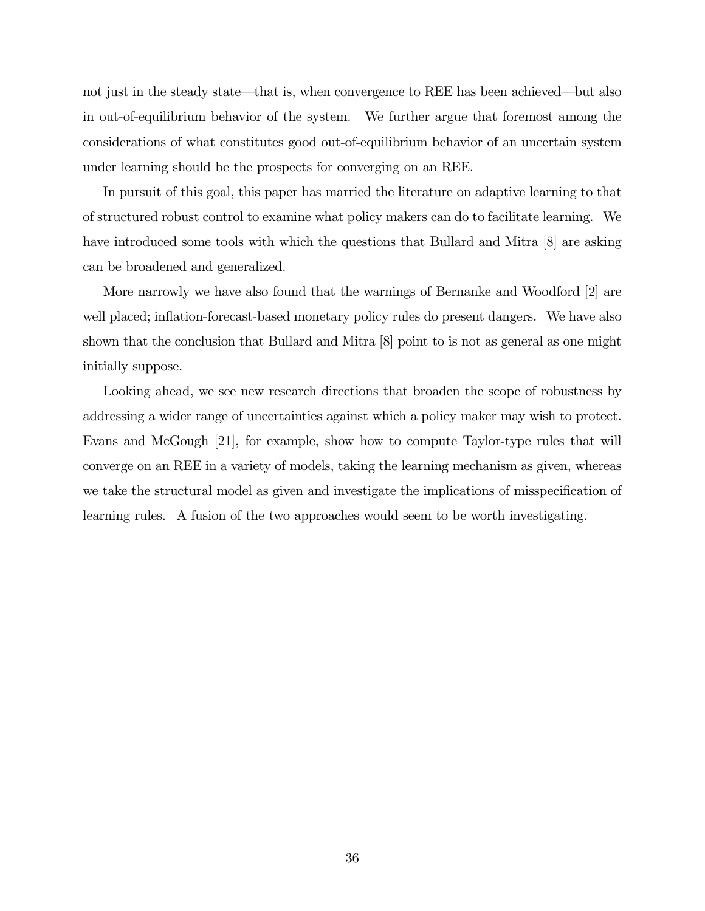not just in the steady state—that is, when convergence to REE has been achieved—but also in out-of-equilibrium behavior of the system. We further argue that foremost among the considerations of what constitutes good out-of-equilibrium behavior of an uncertain system under learning should be the prospects for converging on an REE.

In pursuit of this goal, this paper has married the literature on adaptive learning to that of structured robust control to examine what policy makers can do to facilitate learning. We have introduced some tools with which the questions that Bullard and Mitra [8] are asking can be broadened and generalized.

More narrowly we have also found that the warnings of Bernanke and Woodford [2] are well placed; inflation-forecast-based monetary policy rules do present dangers. We have also shown that the conclusion that Bullard and Mitra [8] point to is not as general as one might initially suppose.

Looking ahead, we see new research directions that broaden the scope of robustness by addressing a wider range of uncertainties against which a policy maker may wish to protect. Evans and McGough [21], for example, show how to compute Taylor-type rules that will converge on an REE in a variety of models, taking the learning mechanism as given, whereas we take the structural model as given and investigate the implications of misspecification of learning rules. A fusion of the two approaches would seem to be worth investigating.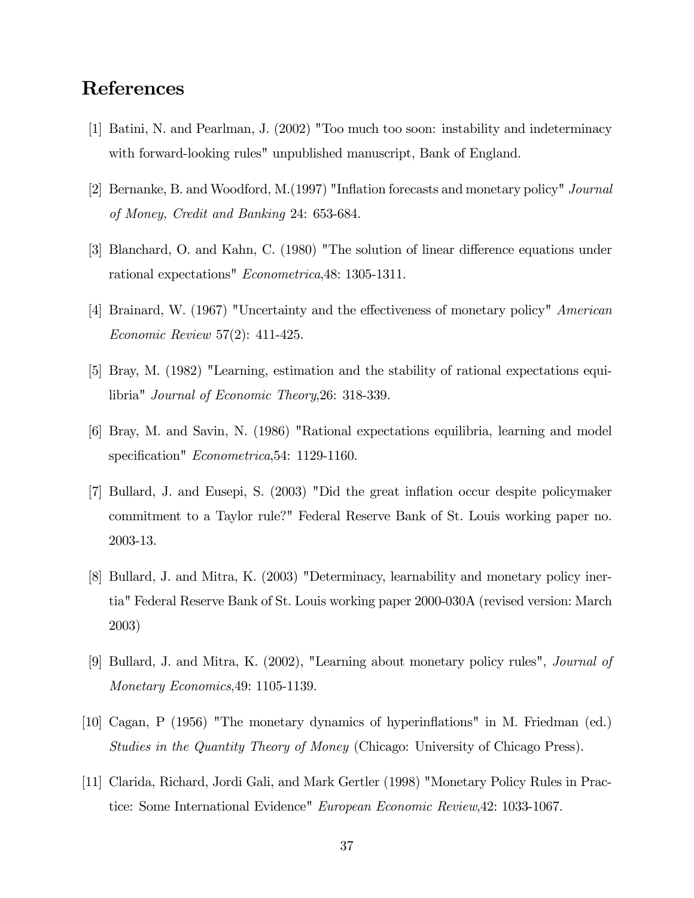# References

[1] Batini, N. and Pearlman, J. (2002) "Too much too soon: instability and indeterminacy with forward-looking rules" unpublished manuscript, Bank of England.

[2] Bernanke, B. and Woodford, M.(1997) "Inflation forecasts and monetary policy" *Journal of Money, Credit and Banking* 24: 653-684.

[3] Blanchard, O. and Kahn, C. (1980) "The solution of linear difference equations under rational expectations" *Econometrica*,48: 1305-1311.

[4] Brainard, W. (1967) "Uncertainty and the effectiveness of monetary policy" *American Economic Review* 57(2): 411-425.

[5] Bray, M. (1982) "Learning, estimation and the stability of rational expectations equilibria" *Journal of Economic Theory*,26: 318-339.

[6] Bray, M. and Savin, N. (1986) "Rational expectations equilibria, learning and model specification" *Econometrica*,54: 1129-1160.

[7] Bullard, J. and Eusepi, S. (2003) "Did the great inflation occur despite policymaker commitment to a Taylor rule?" Federal Reserve Bank of St. Louis working paper no. 2003-13.

[8] Bullard, J. and Mitra, K. (2003) "Determinacy, learnability and monetary policy inertia" Federal Reserve Bank of St. Louis working paper 2000-030A (revised version: March 2003)

[9] Bullard, J. and Mitra, K. (2002), "Learning about monetary policy rules", *Journal of Monetary Economics*,49: 1105-1139.

[10] Cagan, P (1956) "The monetary dynamics of hyperinflations" in M. Friedman (ed.) *Studies in the Quantity Theory of Money* (Chicago: University of Chicago Press).

[11] Clarida, Richard, Jordi Gali, and Mark Gertler (1998) "Monetary Policy Rules in Practice: Some International Evidence" *European Economic Review*,42: 1033-1067.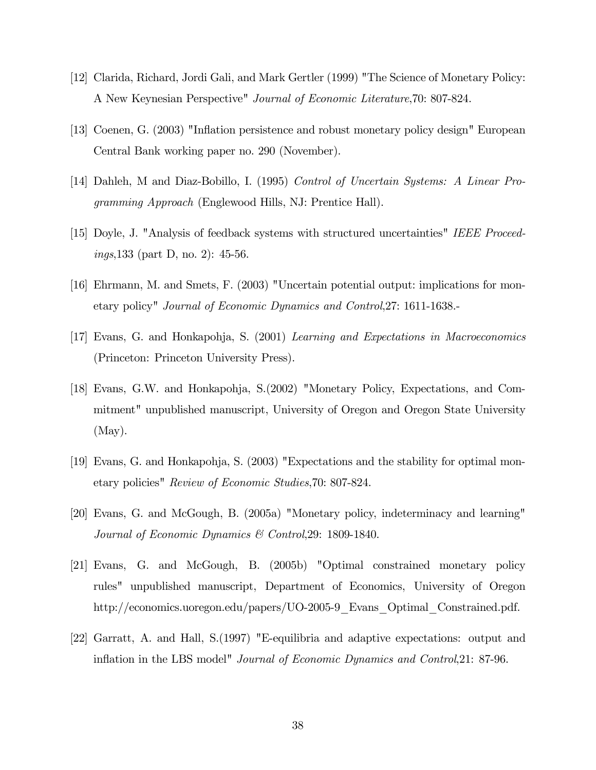[12] Clarida, Richard, Jordi Gali, and Mark Gertler (1999) "The Science of Monetary Policy: A New Keynesian Perspective" *Journal of Economic Literature*,70: 807-824.

[13] Coenen, G. (2003) "Inflation persistence and robust monetary policy design" European Central Bank working paper no. 290 (November).

[14] Dahleh, M and Diaz-Bobillo, I. (1995) *Control of Uncertain Systems: A Linear Programming Approach* (Englewood Hills, NJ: Prentice Hall).

[15] Doyle, J. "Analysis of feedback systems with structured uncertainties" *IEEE Proceedings*,133 (part D, no. 2): 45-56.

[16] Ehrmann, M. and Smets, F. (2003) "Uncertain potential output: implications for monetary policy" *Journal of Economic Dynamics and Control*,27: 1611-1638.-

[17] Evans, G. and Honkapohja, S. (2001) *Learning and Expectations in Macroeconomics* (Princeton: Princeton University Press).

[18] Evans, G.W. and Honkapohja, S.(2002) "Monetary Policy, Expectations, and Commitment" unpublished manuscript, University of Oregon and Oregon State University (May).

[19] Evans, G. and Honkapohja, S. (2003) "Expectations and the stability for optimal monetary policies" *Review of Economic Studies*,70: 807-824.

[20] Evans, G. and McGough, B. (2005a) "Monetary policy, indeterminacy and learning" *Journal of Economic Dynamics & Control*,29: 1809-1840.

[21] Evans, G. and McGough, B. (2005b) "Optimal constrained monetary policy rules" unpublished manuscript, Department of Economics, University of Oregon http://economics.uoregon.edu/papers/UO-2005-9_Evans_Optimal_Constrained.pdf.

[22] Garratt, A. and Hall, S.(1997) "E-equilibria and adaptive expectations: output and inflation in the LBS model" *Journal of Economic Dynamics and Control*,21: 87-96.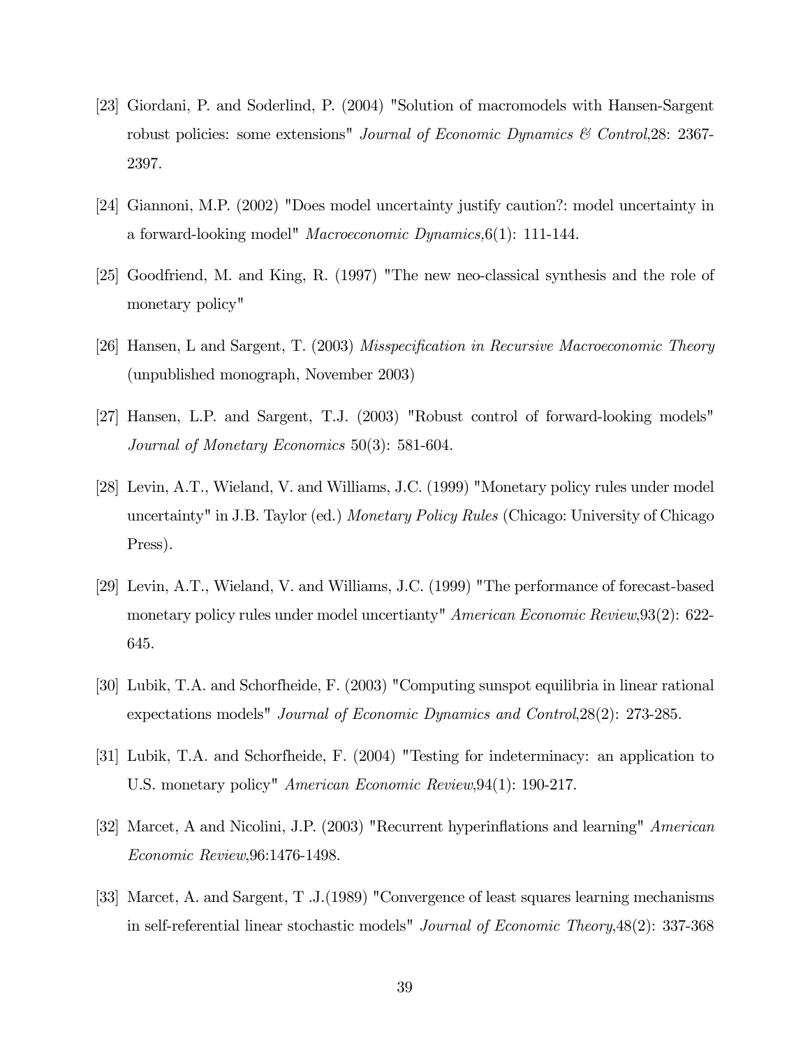[23] Giordani, P. and Soderlind, P. (2004) "Solution of macromodels with Hansen-Sargent robust policies: some extensions" *Journal of Economic Dynamics & Control*,28: 2367-2397.

[24] Giannoni, M.P. (2002) "Does model uncertainty justify caution?: model uncertainty in a forward-looking model" *Macroeconomic Dynamics*,6(1): 111-144.

[25] Goodfriend, M. and King, R. (1997) "The new neo-classical synthesis and the role of monetary policy"

[26] Hansen, L and Sargent, T. (2003) *Misspecification in Recursive Macroeconomic Theory* (unpublished monograph, November 2003)

[27] Hansen, L.P. and Sargent, T.J. (2003) "Robust control of forward-looking models" *Journal of Monetary Economics* 50(3): 581-604.

[28] Levin, A.T., Wieland, V. and Williams, J.C. (1999) "Monetary policy rules under model uncertainty" in J.B. Taylor (ed.) *Monetary Policy Rules* (Chicago: University of Chicago Press).

[29] Levin, A.T., Wieland, V. and Williams, J.C. (1999) "The performance of forecast-based monetary policy rules under model uncertianty" *American Economic Review*,93(2): 622-645.

[30] Lubik, T.A. and Schorfheide, F. (2003) "Computing sunspot equilibria in linear rational expectations models" *Journal of Economic Dynamics and Control*,28(2): 273-285.

[31] Lubik, T.A. and Schorfheide, F. (2004) "Testing for indeterminacy: an application to U.S. monetary policy" *American Economic Review*,94(1): 190-217.

[32] Marcet, A and Nicolini, J.P. (2003) "Recurrent hyperinflations and learning" *American Economic Review*,96:1476-1498.

[33] Marcet, A. and Sargent, T .J.(1989) "Convergence of least squares learning mechanisms in self-referential linear stochastic models" *Journal of Economic Theory*,48(2): 337-368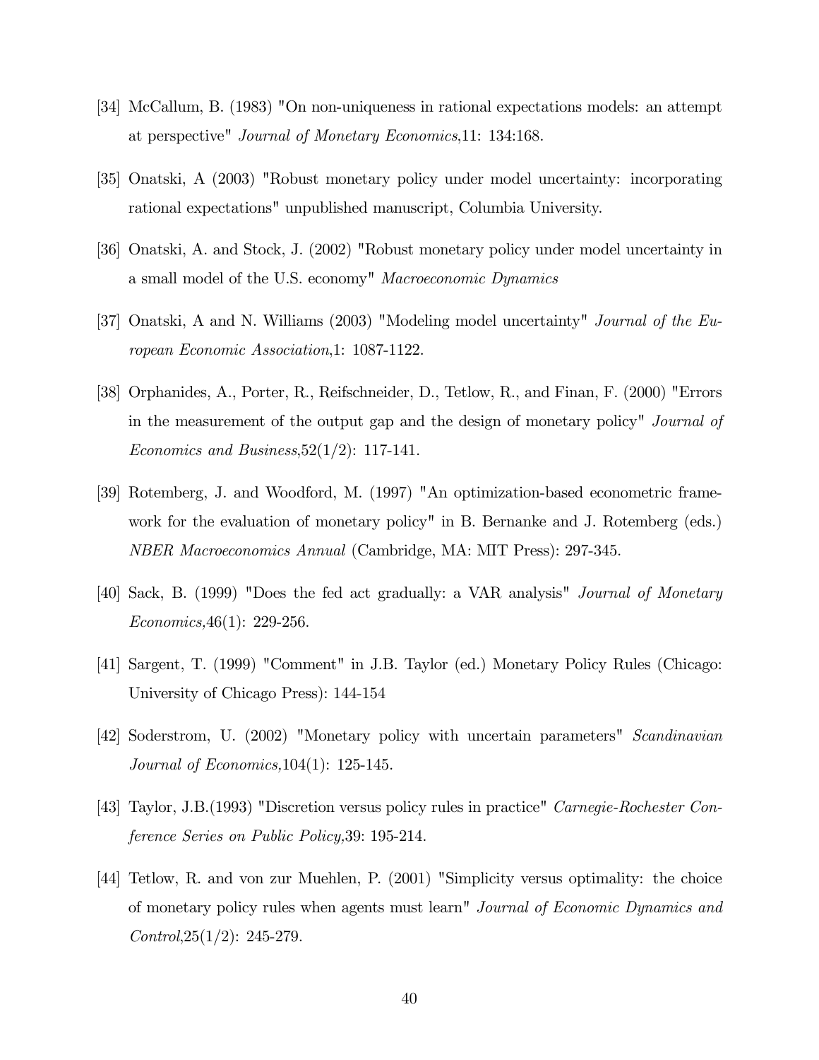[34] McCallum, B. (1983) "On non-uniqueness in rational expectations models: an attempt at perspective" *Journal of Monetary Economics*,11: 134:168.

[35] Onatski, A (2003) "Robust monetary policy under model uncertainty: incorporating rational expectations" unpublished manuscript, Columbia University.

[36] Onatski, A. and Stock, J. (2002) "Robust monetary policy under model uncertainty in a small model of the U.S. economy" *Macroeconomic Dynamics*

[37] Onatski, A and N. Williams (2003) "Modeling model uncertainty" *Journal of the European Economic Association*,1: 1087-1122.

[38] Orphanides, A., Porter, R., Reifschneider, D., Tetlow, R., and Finan, F. (2000) "Errors in the measurement of the output gap and the design of monetary policy" *Journal of Economics and Business*,52(1/2): 117-141.

[39] Rotemberg, J. and Woodford, M. (1997) "An optimization-based econometric framework for the evaluation of monetary policy" in B. Bernanke and J. Rotemberg (eds.) *NBER Macroeconomics Annual* (Cambridge, MA: MIT Press): 297-345.

[40] Sack, B. (1999) "Does the fed act gradually: a VAR analysis" *Journal of Monetary Economics*,46(1): 229-256.

[41] Sargent, T. (1999) "Comment" in J.B. Taylor (ed.) Monetary Policy Rules (Chicago: University of Chicago Press): 144-154

[42] Soderstrom, U. (2002) "Monetary policy with uncertain parameters" *Scandinavian Journal of Economics*,104(1): 125-145.

[43] Taylor, J.B.(1993) "Discretion versus policy rules in practice" *Carnegie-Rochester Conference Series on Public Policy*,39: 195-214.

[44] Tetlow, R. and von zur Muehlen, P. (2001) "Simplicity versus optimality: the choice of monetary policy rules when agents must learn" *Journal of Economic Dynamics and Control*,25(1/2): 245-279.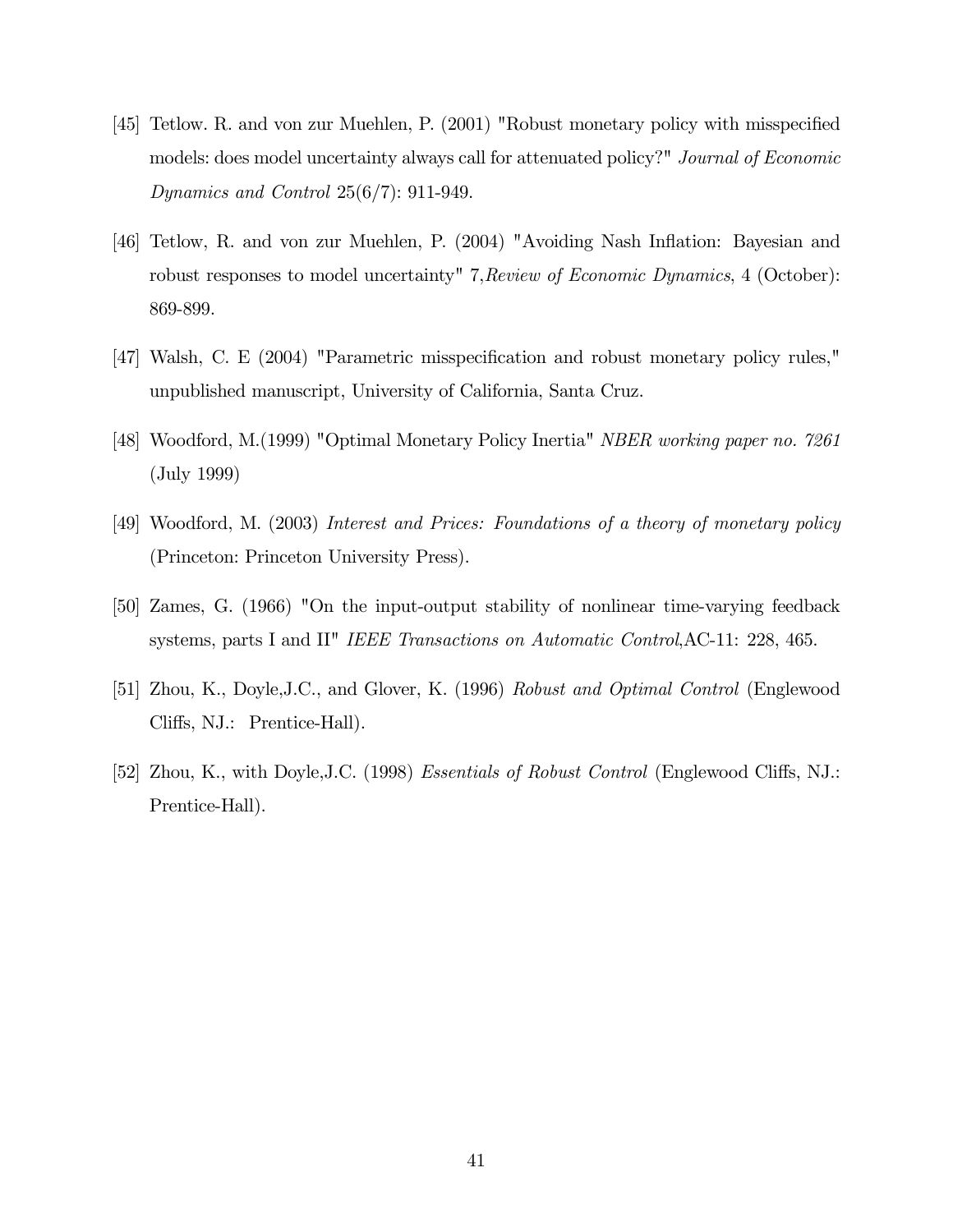[45] Tetlow. R. and von zur Muehlen, P. (2001) "Robust monetary policy with misspecified models: does model uncertainty always call for attenuated policy?" *Journal of Economic Dynamics and Control* 25(6/7): 911-949.

[46] Tetlow, R. and von zur Muehlen, P. (2004) "Avoiding Nash Inflation: Bayesian and robust responses to model uncertainty" 7,*Review of Economic Dynamics*, 4 (October): 869-899.

[47] Walsh, C. E (2004) "Parametric misspecification and robust monetary policy rules," unpublished manuscript, University of California, Santa Cruz.

[48] Woodford, M.(1999) "Optimal Monetary Policy Inertia" *NBER working paper no. 7261* (July 1999)

[49] Woodford, M. (2003) *Interest and Prices: Foundations of a theory of monetary policy* (Princeton: Princeton University Press).

[50] Zames, G. (1966) "On the input-output stability of nonlinear time-varying feedback systems, parts I and II" *IEEE Transactions on Automatic Control*,AC-11: 228, 465.

[51] Zhou, K., Doyle,J.C., and Glover, K. (1996) *Robust and Optimal Control* (Englewood Cliffs, NJ.: Prentice-Hall).

[52] Zhou, K., with Doyle,J.C. (1998) *Essentials of Robust Control* (Englewood Cliffs, NJ.: Prentice-Hall).